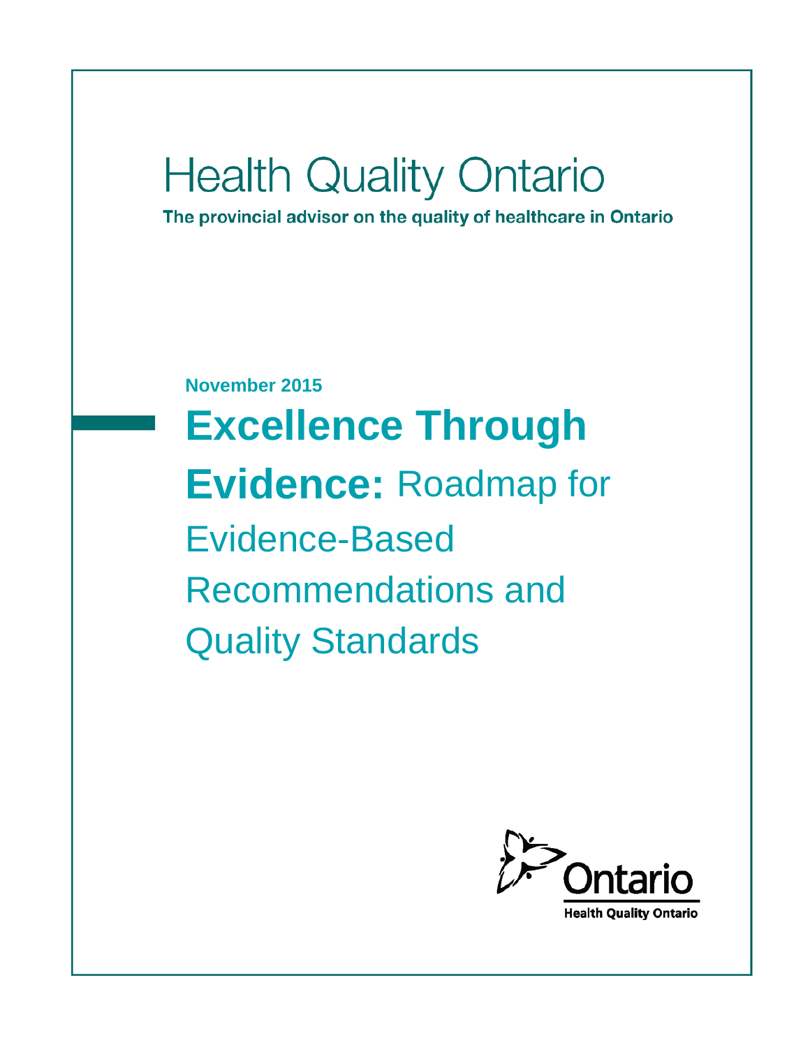Health Quality Ontario

**The provincial advisor on the quality of healthcare in Ontario**

**November 2015**

# **Excellence Through Evidence:** Roadmap for Evidence-Based Recommendations and Quality Standards

Ontario

Health Quality Ontario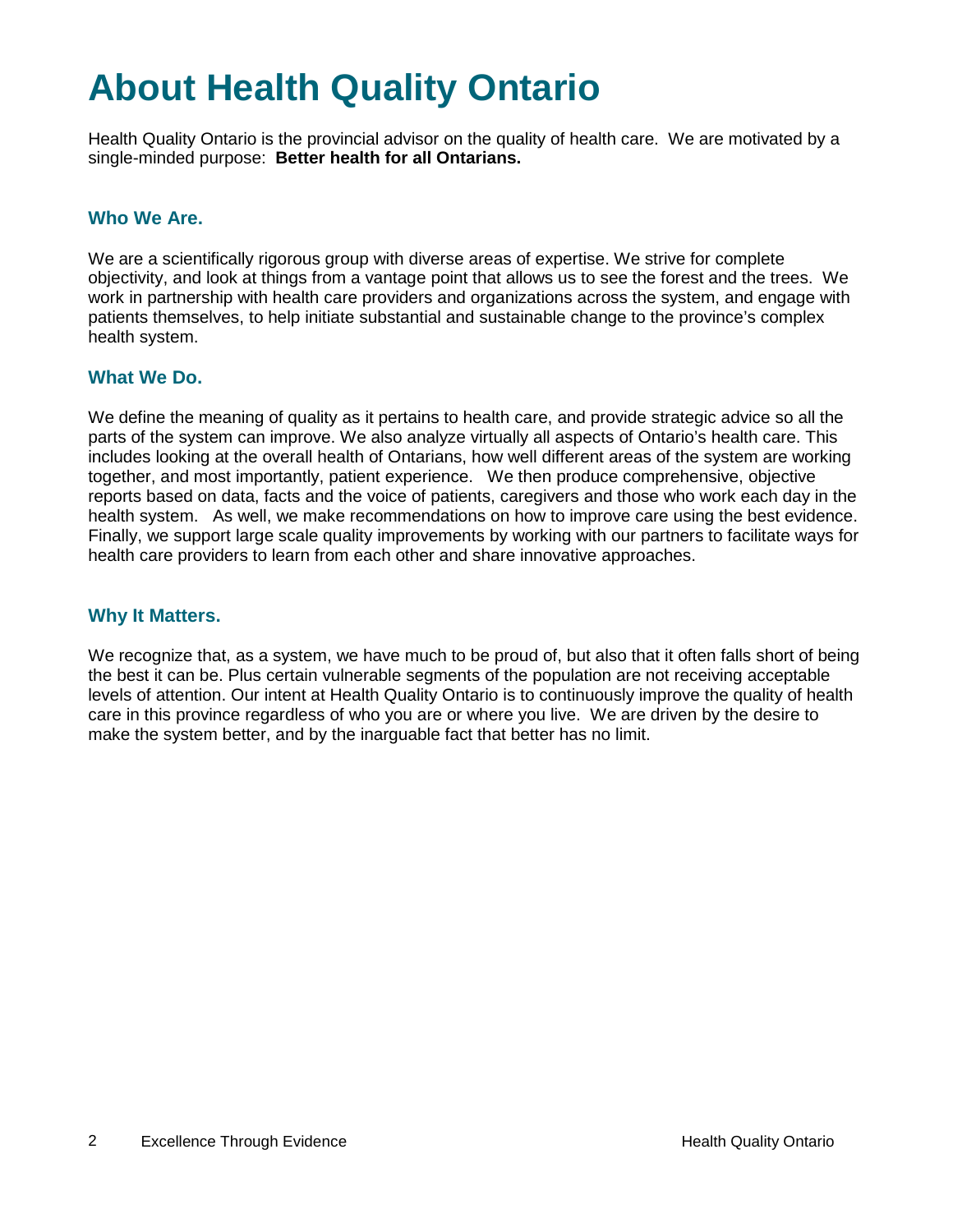# About Health Quality Ontario

Health Quality Ontario is the provincial advisor on the quality of health care. We are motivated by a single-minded purpose: **Better health for all Ontarians.**

### Who We Are.

We are a scientifically rigorous group with diverse areas of expertise. We strive for complete objectivity, and look at things from a vantage point that allows us to see the forest and the trees. We work in partnership with health care providers and organizations across the system, and engage with patients themselves, to help initiate substantial and sustainable change to the province's complex health system.

### What We Do.

We define the meaning of quality as it pertains to health care, and provide strategic advice so all the parts of the system can improve. We also analyze virtually all aspects of Ontario's health care. This includes looking at the overall health of Ontarians, how well different areas of the system are working together, and most importantly, patient experience. We then produce comprehensive, objective reports based on data, facts and the voice of patients, caregivers and those who work each day in the health system. As well, we make recommendations on how to improve care using the best evidence. Finally, we support large scale quality improvements by working with our partners to facilitate ways for health care providers to learn from each other and share innovative approaches.

### Why It Matters.

We recognize that, as a system, we have much to be proud of, but also that it often falls short of being the best it can be. Plus certain vulnerable segments of the population are not receiving acceptable levels of attention. Our intent at Health Quality Ontario is to continuously improve the quality of health care in this province regardless of who you are or where you live. We are driven by the desire to make the system better, and by the inarguable fact that better has no limit.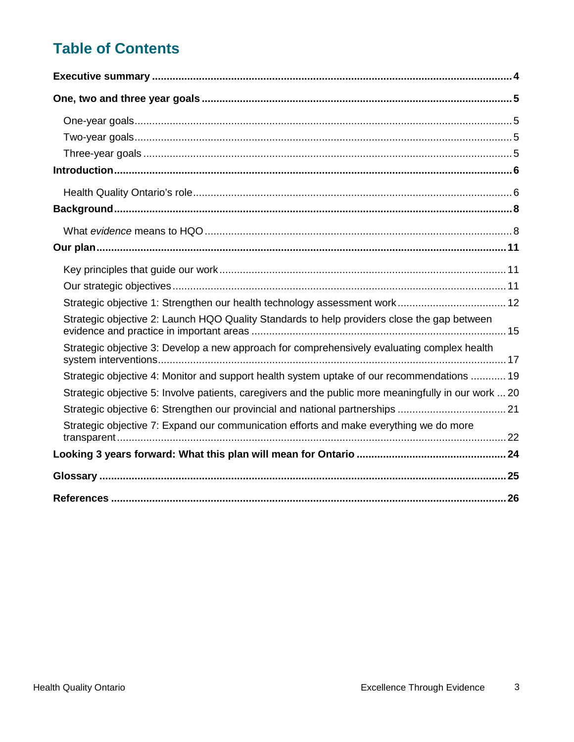# Table of Contents

**Executive summary** ..... **4**

**One, two and three year goals** ..... **5**

- One-year goals ..... 5
- Two-year goals ..... 5
- Three-year goals ..... 5

**Introduction** ..... **6**

- Health Quality Ontario's role ..... 6

**Background** ..... **8**

- What *evidence* means to HQO ..... 8

**Our plan** ..... **11**

- Key principles that guide our work ..... 11
- Our strategic objectives ..... 11
- Strategic objective 1: Strengthen our health technology assessment work ..... 12
- Strategic objective 2: Launch HQO Quality Standards to help providers close the gap between evidence and practice in important areas ..... 15
- Strategic objective 3: Develop a new approach for comprehensively evaluating complex health system interventions ..... 17
- Strategic objective 4: Monitor and support health system uptake of our recommendations ..... 19
- Strategic objective 5: Involve patients, caregivers and the public more meaningfully in our work ..... 20
- Strategic objective 6: Strengthen our provincial and national partnerships ..... 21
- Strategic objective 7: Expand our communication efforts and make everything we do more transparent ..... 22

**Looking 3 years forward: What this plan will mean for Ontario** ..... **24**

**Glossary** ..... **25**

**References** ..... **26**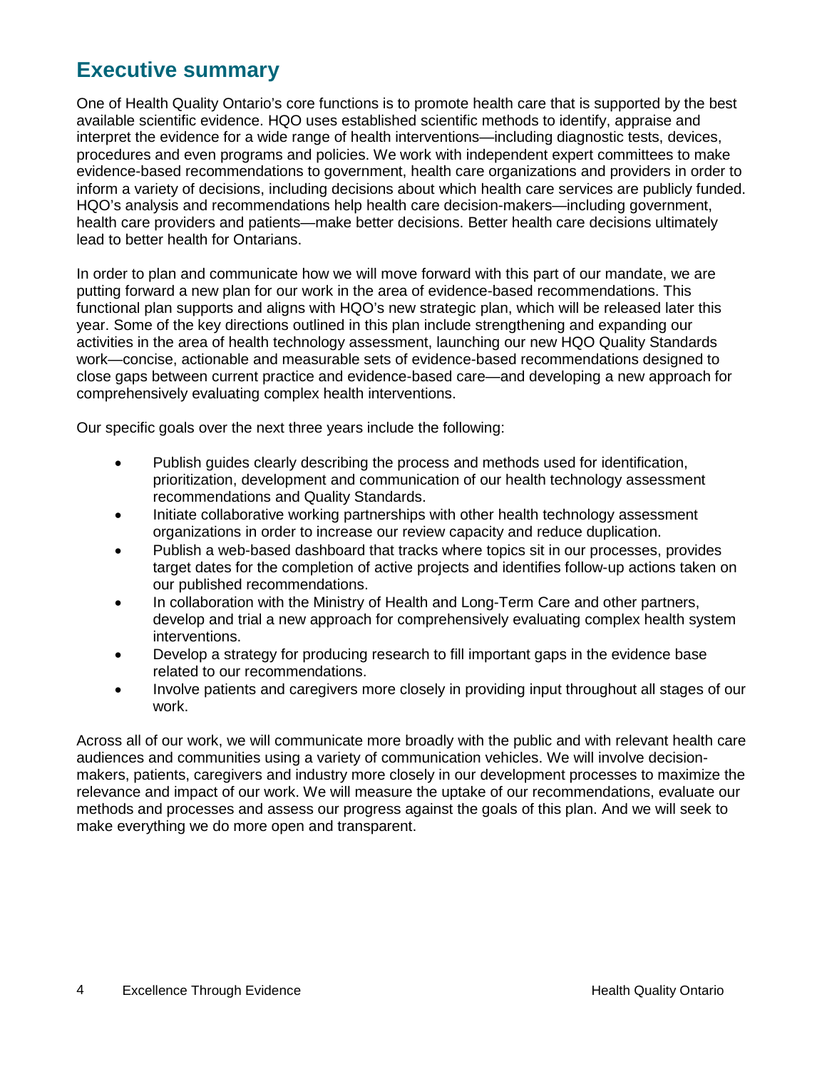# Executive summary

One of Health Quality Ontario's core functions is to promote health care that is supported by the best available scientific evidence. HQO uses established scientific methods to identify, appraise and interpret the evidence for a wide range of health interventions—including diagnostic tests, devices, procedures and even programs and policies. We work with independent expert committees to make evidence-based recommendations to government, health care organizations and providers in order to inform a variety of decisions, including decisions about which health care services are publicly funded. HQO's analysis and recommendations help health care decision-makers—including government, health care providers and patients—make better decisions. Better health care decisions ultimately lead to better health for Ontarians.

In order to plan and communicate how we will move forward with this part of our mandate, we are putting forward a new plan for our work in the area of evidence-based recommendations. This functional plan supports and aligns with HQO's new strategic plan, which will be released later this year. Some of the key directions outlined in this plan include strengthening and expanding our activities in the area of health technology assessment, launching our new HQO Quality Standards work—concise, actionable and measurable sets of evidence-based recommendations designed to close gaps between current practice and evidence-based care—and developing a new approach for comprehensively evaluating complex health interventions.

Our specific goals over the next three years include the following:

- Publish guides clearly describing the process and methods used for identification, prioritization, development and communication of our health technology assessment recommendations and Quality Standards.
- Initiate collaborative working partnerships with other health technology assessment organizations in order to increase our review capacity and reduce duplication.
- Publish a web-based dashboard that tracks where topics sit in our processes, provides target dates for the completion of active projects and identifies follow-up actions taken on our published recommendations.
- In collaboration with the Ministry of Health and Long-Term Care and other partners, develop and trial a new approach for comprehensively evaluating complex health system interventions.
- Develop a strategy for producing research to fill important gaps in the evidence base related to our recommendations.
- Involve patients and caregivers more closely in providing input throughout all stages of our work.

Across all of our work, we will communicate more broadly with the public and with relevant health care audiences and communities using a variety of communication vehicles. We will involve decision-makers, patients, caregivers and industry more closely in our development processes to maximize the relevance and impact of our work. We will measure the uptake of our recommendations, evaluate our methods and processes and assess our progress against the goals of this plan. And we will seek to make everything we do more open and transparent.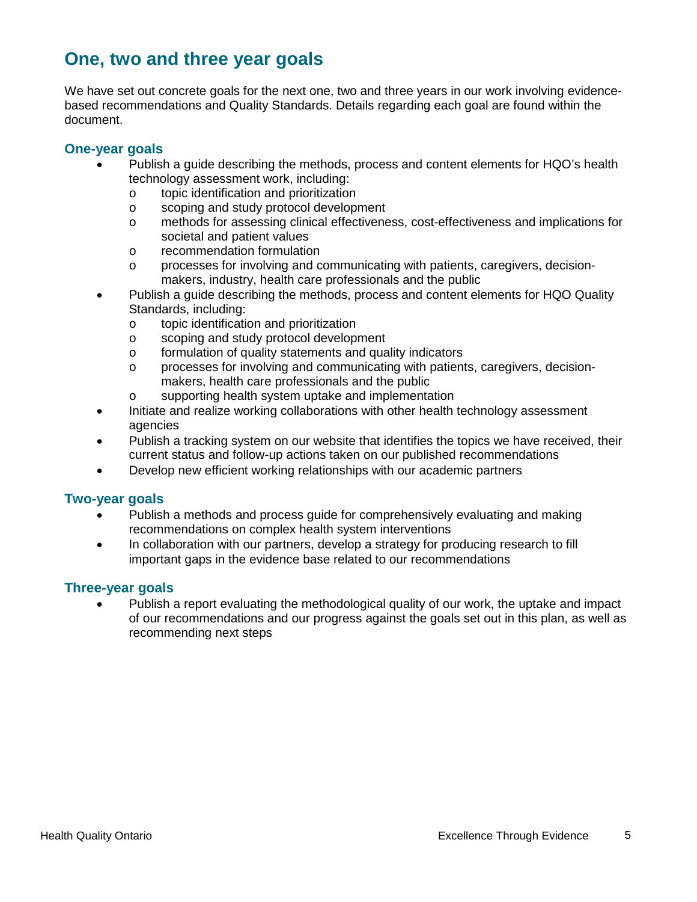## One, two and three year goals

We have set out concrete goals for the next one, two and three years in our work involving evidence-based recommendations and Quality Standards. Details regarding each goal are found within the document.

### One-year goals

- Publish a guide describing the methods, process and content elements for HQO's health technology assessment work, including:
  - topic identification and prioritization
  - scoping and study protocol development
  - methods for assessing clinical effectiveness, cost-effectiveness and implications for societal and patient values
  - recommendation formulation
  - processes for involving and communicating with patients, caregivers, decision-makers, industry, health care professionals and the public
- Publish a guide describing the methods, process and content elements for HQO Quality Standards, including:
  - topic identification and prioritization
  - scoping and study protocol development
  - formulation of quality statements and quality indicators
  - processes for involving and communicating with patients, caregivers, decision-makers, health care professionals and the public
  - supporting health system uptake and implementation
- Initiate and realize working collaborations with other health technology assessment agencies
- Publish a tracking system on our website that identifies the topics we have received, their current status and follow-up actions taken on our published recommendations
- Develop new efficient working relationships with our academic partners

### Two-year goals

- Publish a methods and process guide for comprehensively evaluating and making recommendations on complex health system interventions
- In collaboration with our partners, develop a strategy for producing research to fill important gaps in the evidence base related to our recommendations

### Three-year goals

- Publish a report evaluating the methodological quality of our work, the uptake and impact of our recommendations and our progress against the goals set out in this plan, as well as recommending next steps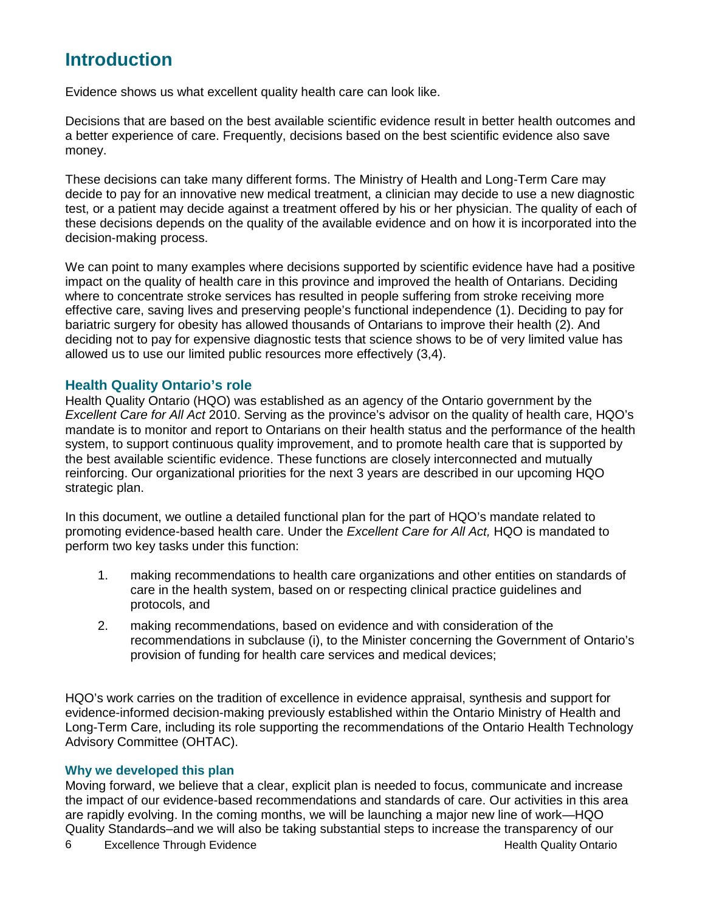# Introduction

Evidence shows us what excellent quality health care can look like.

Decisions that are based on the best available scientific evidence result in better health outcomes and a better experience of care. Frequently, decisions based on the best scientific evidence also save money.

These decisions can take many different forms. The Ministry of Health and Long-Term Care may decide to pay for an innovative new medical treatment, a clinician may decide to use a new diagnostic test, or a patient may decide against a treatment offered by his or her physician. The quality of each of these decisions depends on the quality of the available evidence and on how it is incorporated into the decision-making process.

We can point to many examples where decisions supported by scientific evidence have had a positive impact on the quality of health care in this province and improved the health of Ontarians. Deciding where to concentrate stroke services has resulted in people suffering from stroke receiving more effective care, saving lives and preserving people's functional independence (1). Deciding to pay for bariatric surgery for obesity has allowed thousands of Ontarians to improve their health (2). And deciding not to pay for expensive diagnostic tests that science shows to be of very limited value has allowed us to use our limited public resources more effectively (3,4).

## Health Quality Ontario's role

Health Quality Ontario (HQO) was established as an agency of the Ontario government by the *Excellent Care for All Act* 2010. Serving as the province's advisor on the quality of health care, HQO's mandate is to monitor and report to Ontarians on their health status and the performance of the health system, to support continuous quality improvement, and to promote health care that is supported by the best available scientific evidence. These functions are closely interconnected and mutually reinforcing. Our organizational priorities for the next 3 years are described in our upcoming HQO strategic plan.

In this document, we outline a detailed functional plan for the part of HQO's mandate related to promoting evidence-based health care. Under the *Excellent Care for All Act,* HQO is mandated to perform two key tasks under this function:

1. making recommendations to health care organizations and other entities on standards of care in the health system, based on or respecting clinical practice guidelines and protocols, and
2. making recommendations, based on evidence and with consideration of the recommendations in subclause (i), to the Minister concerning the Government of Ontario's provision of funding for health care services and medical devices;

HQO's work carries on the tradition of excellence in evidence appraisal, synthesis and support for evidence-informed decision-making previously established within the Ontario Ministry of Health and Long-Term Care, including its role supporting the recommendations of the Ontario Health Technology Advisory Committee (OHTAC).

### Why we developed this plan

Moving forward, we believe that a clear, explicit plan is needed to focus, communicate and increase the impact of our evidence-based recommendations and standards of care. Our activities in this area are rapidly evolving. In the coming months, we will be launching a major new line of work—HQO Quality Standards–and we will also be taking substantial steps to increase the transparency of our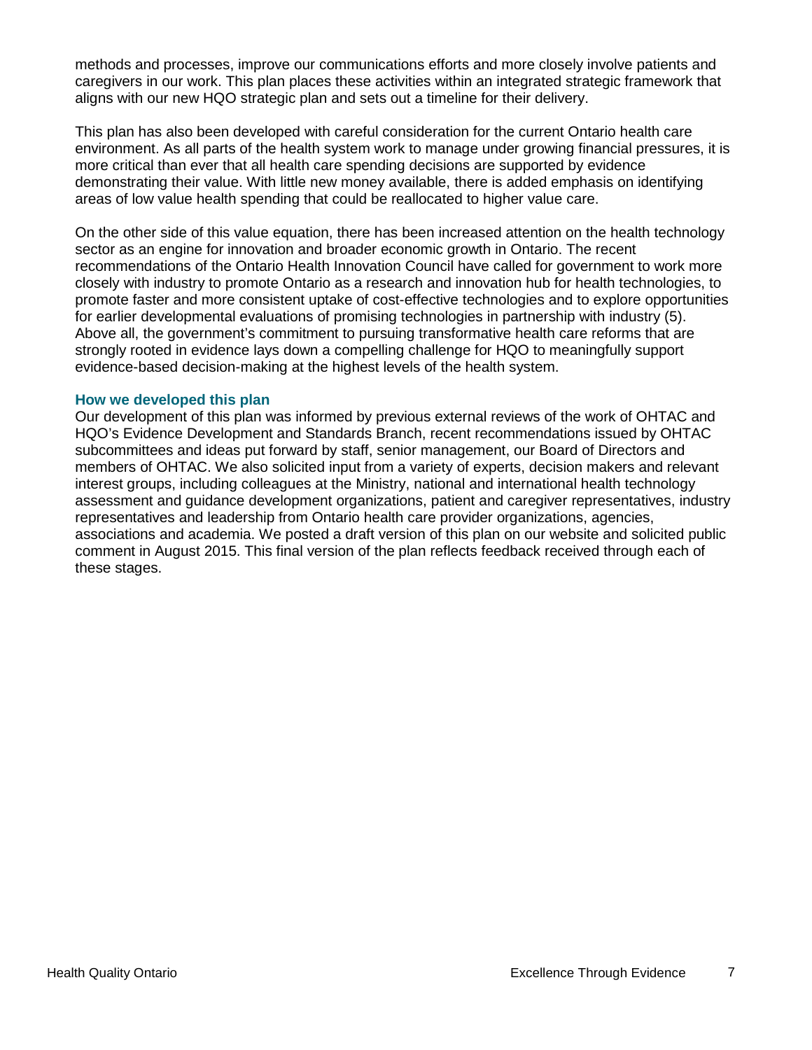methods and processes, improve our communications efforts and more closely involve patients and caregivers in our work. This plan places these activities within an integrated strategic framework that aligns with our new HQO strategic plan and sets out a timeline for their delivery.

This plan has also been developed with careful consideration for the current Ontario health care environment. As all parts of the health system work to manage under growing financial pressures, it is more critical than ever that all health care spending decisions are supported by evidence demonstrating their value. With little new money available, there is added emphasis on identifying areas of low value health spending that could be reallocated to higher value care.

On the other side of this value equation, there has been increased attention on the health technology sector as an engine for innovation and broader economic growth in Ontario. The recent recommendations of the Ontario Health Innovation Council have called for government to work more closely with industry to promote Ontario as a research and innovation hub for health technologies, to promote faster and more consistent uptake of cost-effective technologies and to explore opportunities for earlier developmental evaluations of promising technologies in partnership with industry (5). Above all, the government's commitment to pursuing transformative health care reforms that are strongly rooted in evidence lays down a compelling challenge for HQO to meaningfully support evidence-based decision-making at the highest levels of the health system.

### How we developed this plan

Our development of this plan was informed by previous external reviews of the work of OHTAC and HQO's Evidence Development and Standards Branch, recent recommendations issued by OHTAC subcommittees and ideas put forward by staff, senior management, our Board of Directors and members of OHTAC. We also solicited input from a variety of experts, decision makers and relevant interest groups, including colleagues at the Ministry, national and international health technology assessment and guidance development organizations, patient and caregiver representatives, industry representatives and leadership from Ontario health care provider organizations, agencies, associations and academia. We posted a draft version of this plan on our website and solicited public comment in August 2015. This final version of the plan reflects feedback received through each of these stages.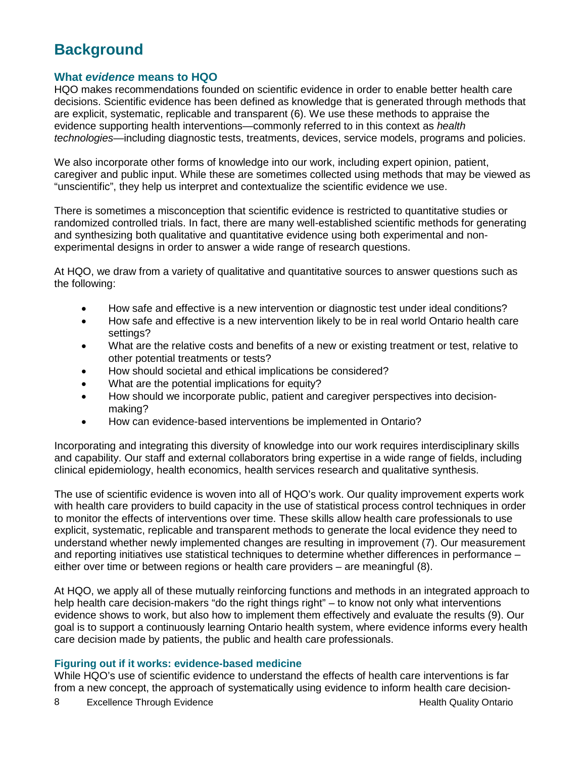# Background

## What *evidence* means to HQO

HQO makes recommendations founded on scientific evidence in order to enable better health care decisions. Scientific evidence has been defined as knowledge that is generated through methods that are explicit, systematic, replicable and transparent (6). We use these methods to appraise the evidence supporting health interventions—commonly referred to in this context as *health technologies*—including diagnostic tests, treatments, devices, service models, programs and policies.

We also incorporate other forms of knowledge into our work, including expert opinion, patient, caregiver and public input. While these are sometimes collected using methods that may be viewed as "unscientific", they help us interpret and contextualize the scientific evidence we use.

There is sometimes a misconception that scientific evidence is restricted to quantitative studies or randomized controlled trials. In fact, there are many well-established scientific methods for generating and synthesizing both qualitative and quantitative evidence using both experimental and non-experimental designs in order to answer a wide range of research questions.

At HQO, we draw from a variety of qualitative and quantitative sources to answer questions such as the following:

- How safe and effective is a new intervention or diagnostic test under ideal conditions?
- How safe and effective is a new intervention likely to be in real world Ontario health care settings?
- What are the relative costs and benefits of a new or existing treatment or test, relative to other potential treatments or tests?
- How should societal and ethical implications be considered?
- What are the potential implications for equity?
- How should we incorporate public, patient and caregiver perspectives into decision-making?
- How can evidence-based interventions be implemented in Ontario?

Incorporating and integrating this diversity of knowledge into our work requires interdisciplinary skills and capability. Our staff and external collaborators bring expertise in a wide range of fields, including clinical epidemiology, health economics, health services research and qualitative synthesis.

The use of scientific evidence is woven into all of HQO's work. Our quality improvement experts work with health care providers to build capacity in the use of statistical process control techniques in order to monitor the effects of interventions over time. These skills allow health care professionals to use explicit, systematic, replicable and transparent methods to generate the local evidence they need to understand whether newly implemented changes are resulting in improvement (7). Our measurement and reporting initiatives use statistical techniques to determine whether differences in performance – either over time or between regions or health care providers – are meaningful (8).

At HQO, we apply all of these mutually reinforcing functions and methods in an integrated approach to help health care decision-makers "do the right things right" – to know not only what interventions evidence shows to work, but also how to implement them effectively and evaluate the results (9). Our goal is to support a continuously learning Ontario health system, where evidence informs every health care decision made by patients, the public and health care professionals.

## Figuring out if it works: evidence-based medicine

While HQO's use of scientific evidence to understand the effects of health care interventions is far from a new concept, the approach of systematically using evidence to inform health care decision-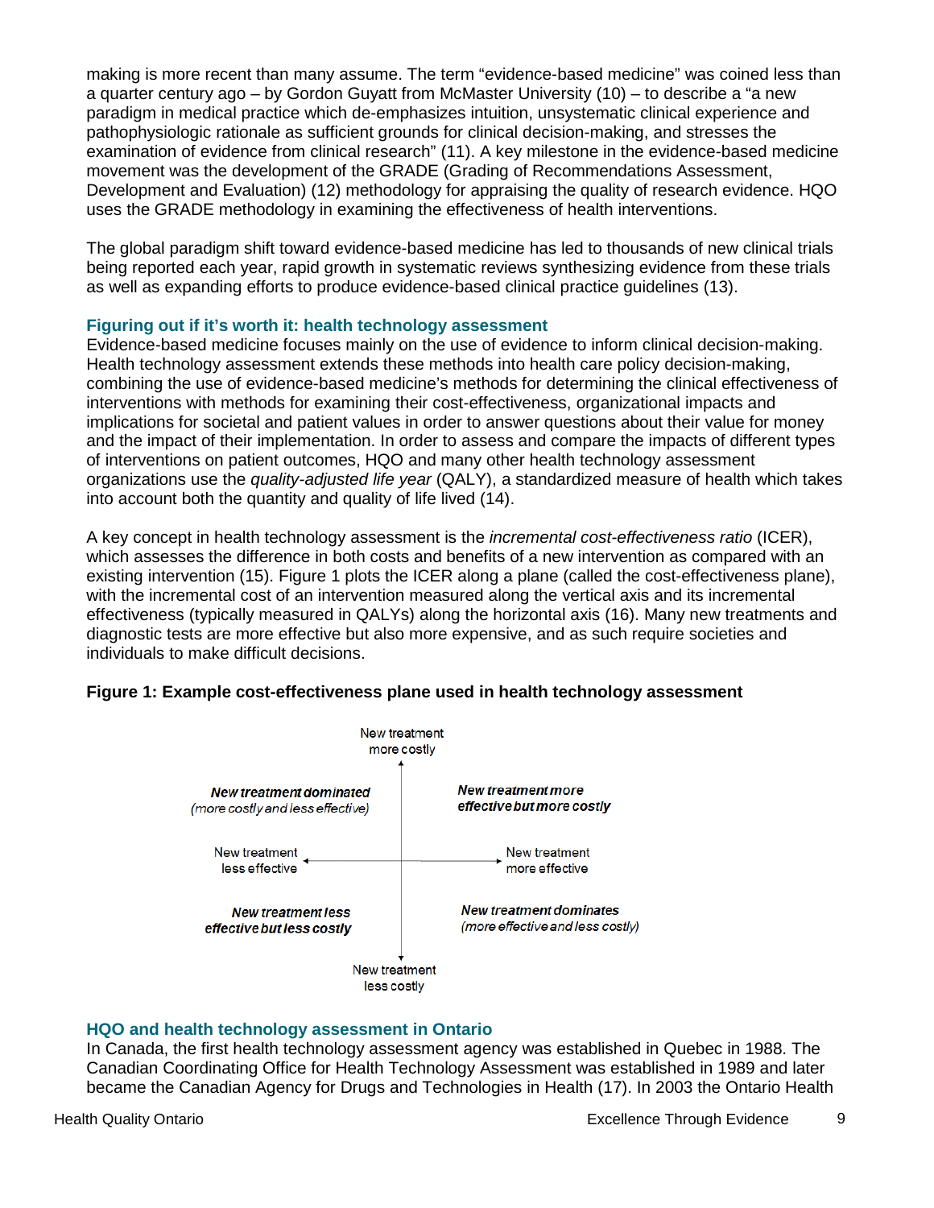making is more recent than many assume. The term "evidence-based medicine" was coined less than a quarter century ago – by Gordon Guyatt from McMaster University (10) – to describe a "a new paradigm in medical practice which de-emphasizes intuition, unsystematic clinical experience and pathophysiologic rationale as sufficient grounds for clinical decision-making, and stresses the examination of evidence from clinical research" (11). A key milestone in the evidence-based medicine movement was the development of the GRADE (Grading of Recommendations Assessment, Development and Evaluation) (12) methodology for appraising the quality of research evidence. HQO uses the GRADE methodology in examining the effectiveness of health interventions.

The global paradigm shift toward evidence-based medicine has led to thousands of new clinical trials being reported each year, rapid growth in systematic reviews synthesizing evidence from these trials as well as expanding efforts to produce evidence-based clinical practice guidelines (13).

### Figuring out if it's worth it: health technology assessment

Evidence-based medicine focuses mainly on the use of evidence to inform clinical decision-making. Health technology assessment extends these methods into health care policy decision-making, combining the use of evidence-based medicine's methods for determining the clinical effectiveness of interventions with methods for examining their cost-effectiveness, organizational impacts and implications for societal and patient values in order to answer questions about their value for money and the impact of their implementation. In order to assess and compare the impacts of different types of interventions on patient outcomes, HQO and many other health technology assessment organizations use the *quality-adjusted life year* (QALY), a standardized measure of health which takes into account both the quantity and quality of life lived (14).

A key concept in health technology assessment is the *incremental cost-effectiveness ratio* (ICER), which assesses the difference in both costs and benefits of a new intervention as compared with an existing intervention (15). Figure 1 plots the ICER along a plane (called the cost-effectiveness plane), with the incremental cost of an intervention measured along the vertical axis and its incremental effectiveness (typically measured in QALYs) along the horizontal axis (16). Many new treatments and diagnostic tests are more effective but also more expensive, and as such require societies and individuals to make difficult decisions.

**Figure 1: Example cost-effectiveness plane used in health technology assessment**

New treatment more costly

***New treatment dominated*** *(more costly and less effective)*

***New treatment more effective but more costly***

New treatment less effective

New treatment more effective

***New treatment less effective but less costly***

***New treatment dominates*** *(more effective and less costly)*

New treatment less costly

### HQO and health technology assessment in Ontario

In Canada, the first health technology assessment agency was established in Quebec in 1988. The Canadian Coordinating Office for Health Technology Assessment was established in 1989 and later became the Canadian Agency for Drugs and Technologies in Health (17). In 2003 the Ontario Health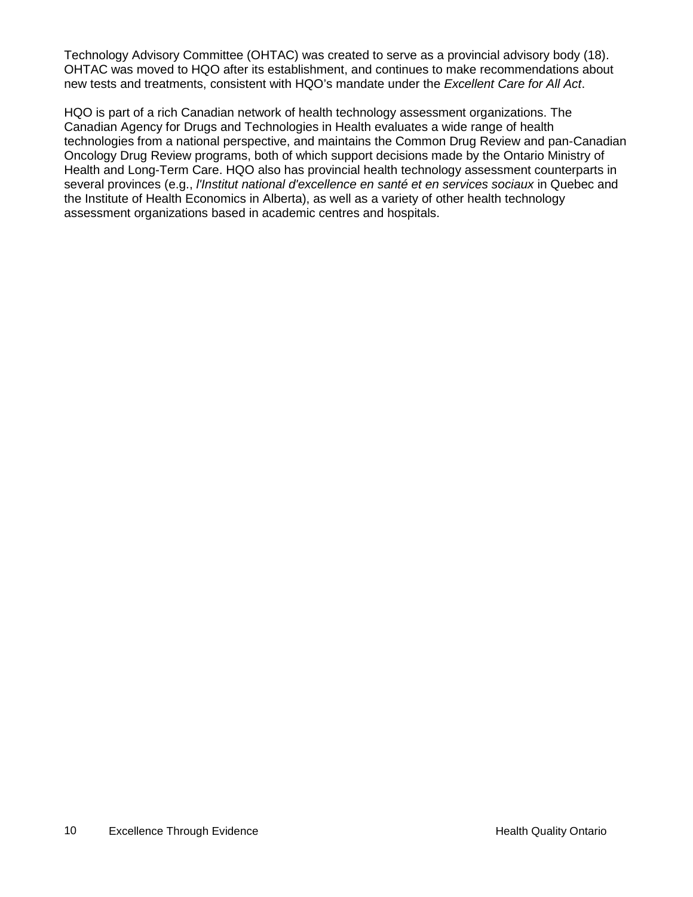Technology Advisory Committee (OHTAC) was created to serve as a provincial advisory body (18). OHTAC was moved to HQO after its establishment, and continues to make recommendations about new tests and treatments, consistent with HQO's mandate under the *Excellent Care for All Act*.

HQO is part of a rich Canadian network of health technology assessment organizations. The Canadian Agency for Drugs and Technologies in Health evaluates a wide range of health technologies from a national perspective, and maintains the Common Drug Review and pan-Canadian Oncology Drug Review programs, both of which support decisions made by the Ontario Ministry of Health and Long-Term Care. HQO also has provincial health technology assessment counterparts in several provinces (e.g., *l'Institut national d'excellence en santé et en services sociaux* in Quebec and the Institute of Health Economics in Alberta), as well as a variety of other health technology assessment organizations based in academic centres and hospitals.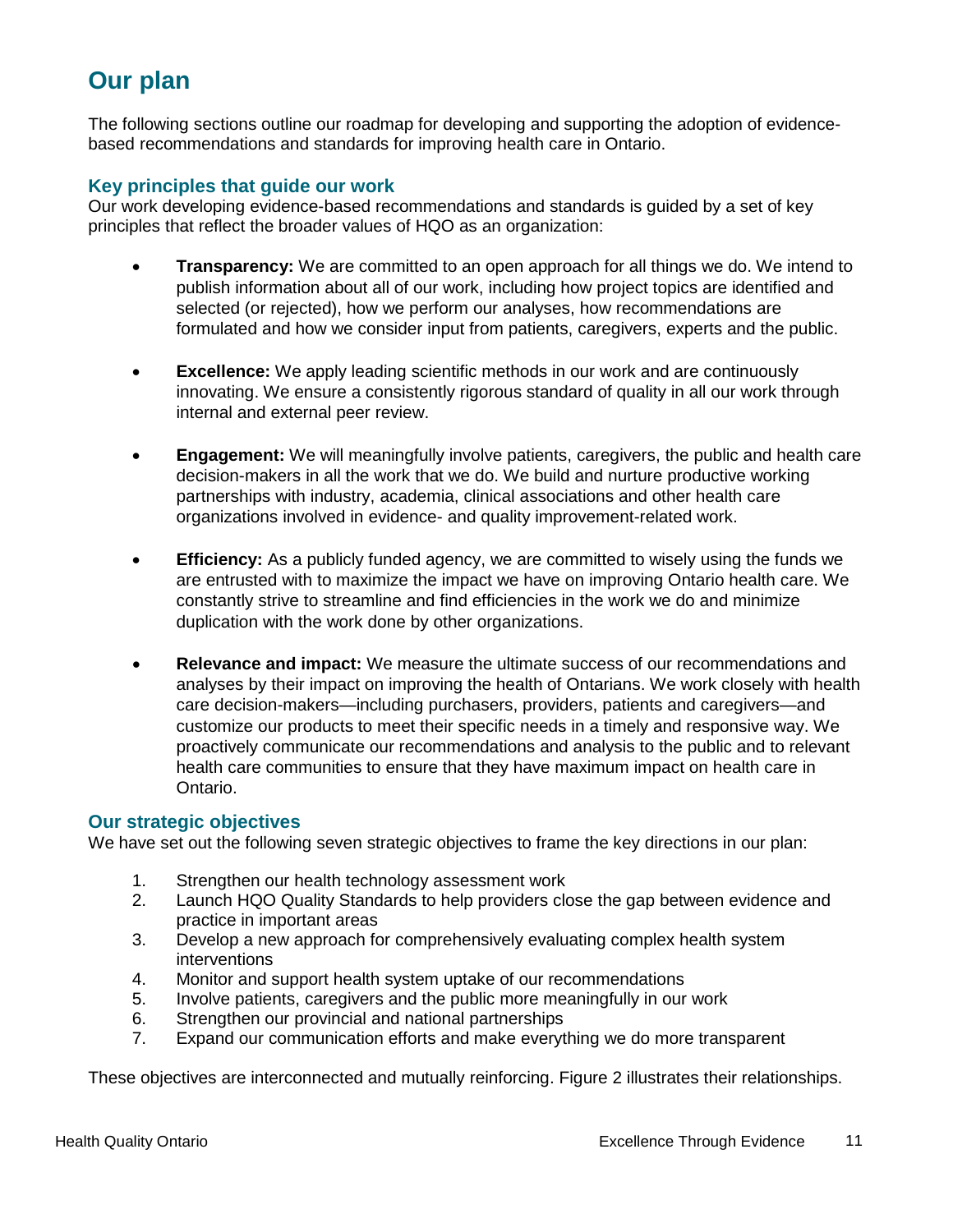# Our plan

The following sections outline our roadmap for developing and supporting the adoption of evidence-based recommendations and standards for improving health care in Ontario.

## Key principles that guide our work

Our work developing evidence-based recommendations and standards is guided by a set of key principles that reflect the broader values of HQO as an organization:

- **Transparency:** We are committed to an open approach for all things we do. We intend to publish information about all of our work, including how project topics are identified and selected (or rejected), how we perform our analyses, how recommendations are formulated and how we consider input from patients, caregivers, experts and the public.
- **Excellence:** We apply leading scientific methods in our work and are continuously innovating. We ensure a consistently rigorous standard of quality in all our work through internal and external peer review.
- **Engagement:** We will meaningfully involve patients, caregivers, the public and health care decision-makers in all the work that we do. We build and nurture productive working partnerships with industry, academia, clinical associations and other health care organizations involved in evidence- and quality improvement-related work.
- **Efficiency:** As a publicly funded agency, we are committed to wisely using the funds we are entrusted with to maximize the impact we have on improving Ontario health care. We constantly strive to streamline and find efficiencies in the work we do and minimize duplication with the work done by other organizations.
- **Relevance and impact:** We measure the ultimate success of our recommendations and analyses by their impact on improving the health of Ontarians. We work closely with health care decision-makers—including purchasers, providers, patients and caregivers—and customize our products to meet their specific needs in a timely and responsive way. We proactively communicate our recommendations and analysis to the public and to relevant health care communities to ensure that they have maximum impact on health care in Ontario.

## Our strategic objectives

We have set out the following seven strategic objectives to frame the key directions in our plan:

1. Strengthen our health technology assessment work
2. Launch HQO Quality Standards to help providers close the gap between evidence and practice in important areas
3. Develop a new approach for comprehensively evaluating complex health system interventions
4. Monitor and support health system uptake of our recommendations
5. Involve patients, caregivers and the public more meaningfully in our work
6. Strengthen our provincial and national partnerships
7. Expand our communication efforts and make everything we do more transparent

These objectives are interconnected and mutually reinforcing. Figure 2 illustrates their relationships.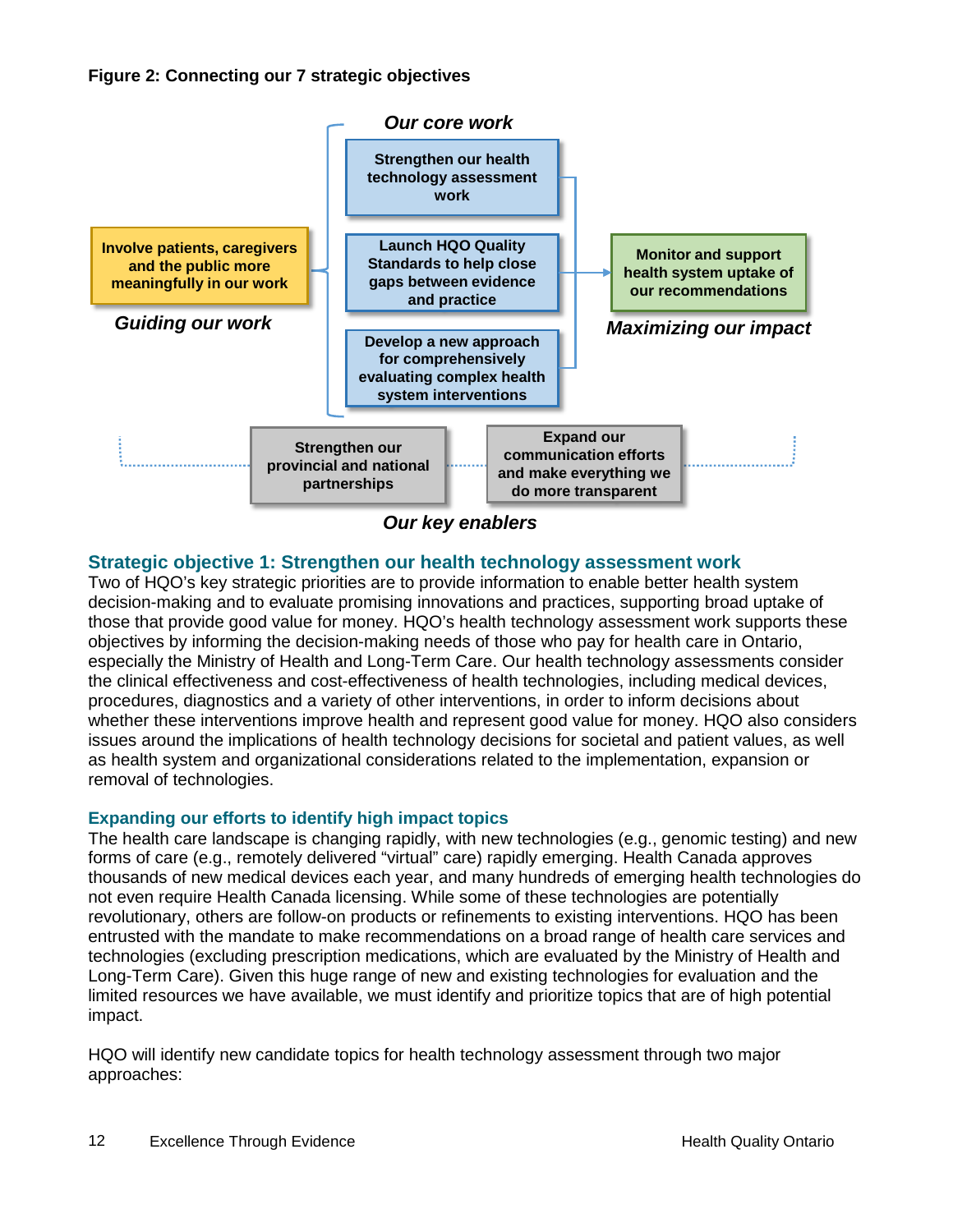**Figure 2: Connecting our 7 strategic objectives**

*Our core work*

- Strengthen our health technology assessment work
- Launch HQO Quality Standards to help close gaps between evidence and practice
- Develop a new approach for comprehensively evaluating complex health system interventions

*Guiding our work*

- Involve patients, caregivers and the public more meaningfully in our work

*Maximizing our impact*

- Monitor and support health system uptake of our recommendations

*Our key enablers*

- Strengthen our provincial and national partnerships
- Expand our communication efforts and make everything we do more transparent

## Strategic objective 1: Strengthen our health technology assessment work

Two of HQO's key strategic priorities are to provide information to enable better health system decision-making and to evaluate promising innovations and practices, supporting broad uptake of those that provide good value for money. HQO's health technology assessment work supports these objectives by informing the decision-making needs of those who pay for health care in Ontario, especially the Ministry of Health and Long-Term Care. Our health technology assessments consider the clinical effectiveness and cost-effectiveness of health technologies, including medical devices, procedures, diagnostics and a variety of other interventions, in order to inform decisions about whether these interventions improve health and represent good value for money. HQO also considers issues around the implications of health technology decisions for societal and patient values, as well as health system and organizational considerations related to the implementation, expansion or removal of technologies.

### Expanding our efforts to identify high impact topics

The health care landscape is changing rapidly, with new technologies (e.g., genomic testing) and new forms of care (e.g., remotely delivered "virtual" care) rapidly emerging. Health Canada approves thousands of new medical devices each year, and many hundreds of emerging health technologies do not even require Health Canada licensing. While some of these technologies are potentially revolutionary, others are follow-on products or refinements to existing interventions. HQO has been entrusted with the mandate to make recommendations on a broad range of health care services and technologies (excluding prescription medications, which are evaluated by the Ministry of Health and Long-Term Care). Given this huge range of new and existing technologies for evaluation and the limited resources we have available, we must identify and prioritize topics that are of high potential impact.

HQO will identify new candidate topics for health technology assessment through two major approaches: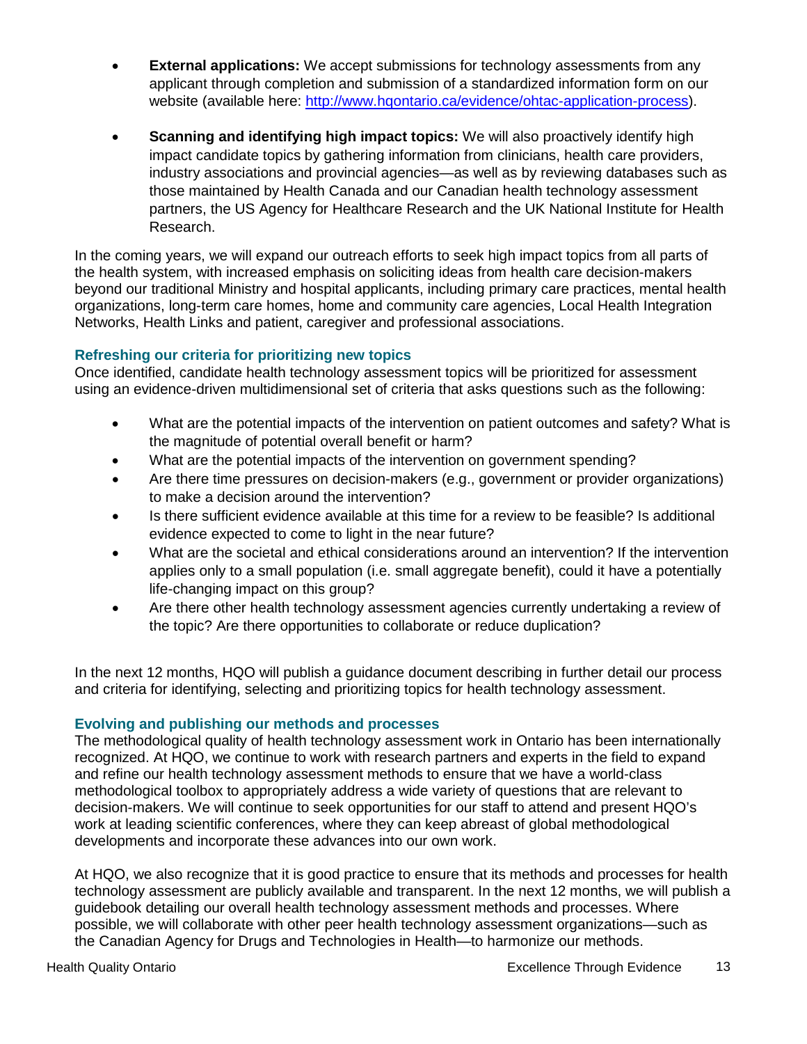- **External applications:** We accept submissions for technology assessments from any applicant through completion and submission of a standardized information form on our website (available here: [http://www.hqontario.ca/evidence/ohtac-application-process](http://www.hqontario.ca/evidence/ohtac-application-process)).

- **Scanning and identifying high impact topics:** We will also proactively identify high impact candidate topics by gathering information from clinicians, health care providers, industry associations and provincial agencies—as well as by reviewing databases such as those maintained by Health Canada and our Canadian health technology assessment partners, the US Agency for Healthcare Research and the UK National Institute for Health Research.

In the coming years, we will expand our outreach efforts to seek high impact topics from all parts of the health system, with increased emphasis on soliciting ideas from health care decision-makers beyond our traditional Ministry and hospital applicants, including primary care practices, mental health organizations, long-term care homes, home and community care agencies, Local Health Integration Networks, Health Links and patient, caregiver and professional associations.

### Refreshing our criteria for prioritizing new topics

Once identified, candidate health technology assessment topics will be prioritized for assessment using an evidence-driven multidimensional set of criteria that asks questions such as the following:

- What are the potential impacts of the intervention on patient outcomes and safety? What is the magnitude of potential overall benefit or harm?
- What are the potential impacts of the intervention on government spending?
- Are there time pressures on decision-makers (e.g., government or provider organizations) to make a decision around the intervention?
- Is there sufficient evidence available at this time for a review to be feasible? Is additional evidence expected to come to light in the near future?
- What are the societal and ethical considerations around an intervention? If the intervention applies only to a small population (i.e. small aggregate benefit), could it have a potentially life-changing impact on this group?
- Are there other health technology assessment agencies currently undertaking a review of the topic? Are there opportunities to collaborate or reduce duplication?

In the next 12 months, HQO will publish a guidance document describing in further detail our process and criteria for identifying, selecting and prioritizing topics for health technology assessment.

### Evolving and publishing our methods and processes

The methodological quality of health technology assessment work in Ontario has been internationally recognized. At HQO, we continue to work with research partners and experts in the field to expand and refine our health technology assessment methods to ensure that we have a world-class methodological toolbox to appropriately address a wide variety of questions that are relevant to decision-makers. We will continue to seek opportunities for our staff to attend and present HQO's work at leading scientific conferences, where they can keep abreast of global methodological developments and incorporate these advances into our own work.

At HQO, we also recognize that it is good practice to ensure that its methods and processes for health technology assessment are publicly available and transparent. In the next 12 months, we will publish a guidebook detailing our overall health technology assessment methods and processes. Where possible, we will collaborate with other peer health technology assessment organizations—such as the Canadian Agency for Drugs and Technologies in Health—to harmonize our methods.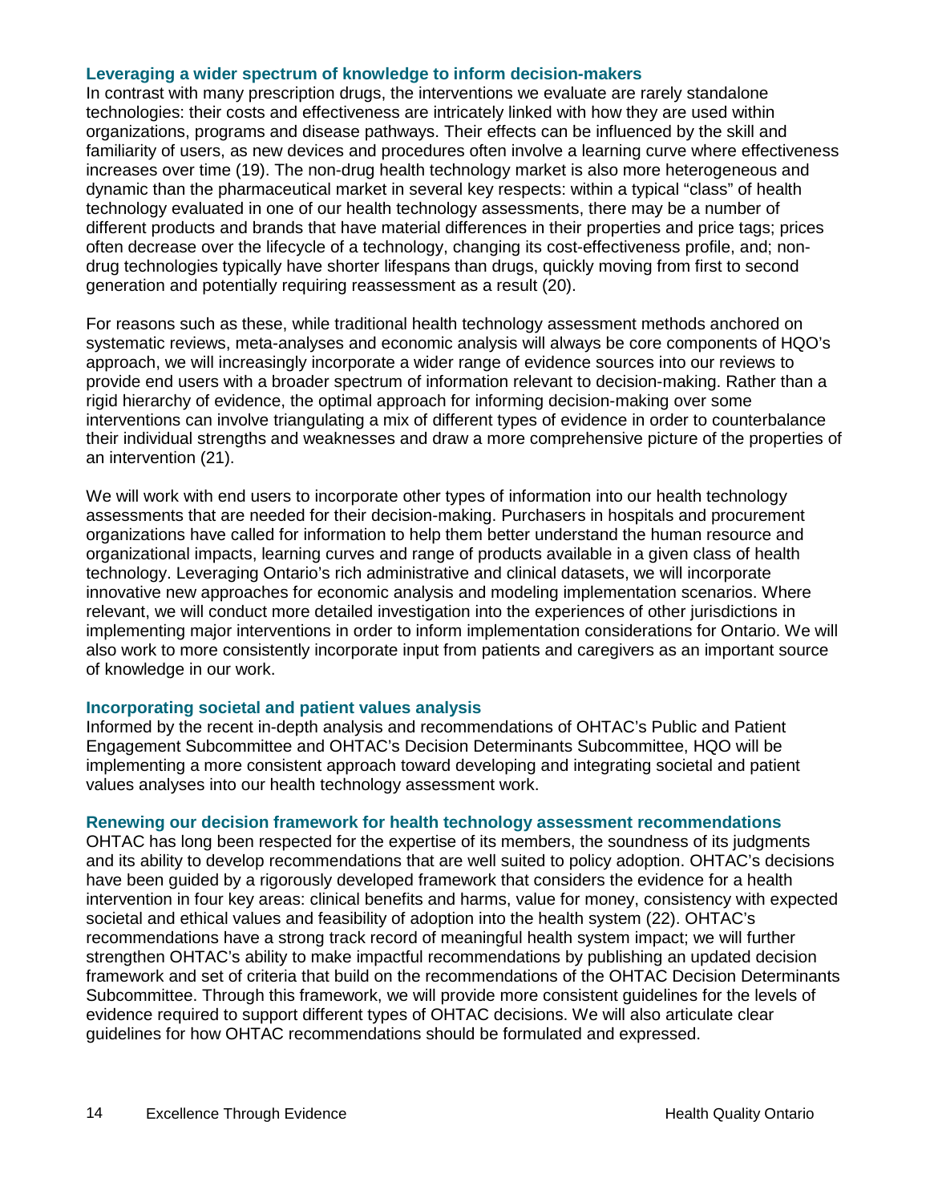### Leveraging a wider spectrum of knowledge to inform decision-makers

In contrast with many prescription drugs, the interventions we evaluate are rarely standalone technologies: their costs and effectiveness are intricately linked with how they are used within organizations, programs and disease pathways. Their effects can be influenced by the skill and familiarity of users, as new devices and procedures often involve a learning curve where effectiveness increases over time (19). The non-drug health technology market is also more heterogeneous and dynamic than the pharmaceutical market in several key respects: within a typical "class" of health technology evaluated in one of our health technology assessments, there may be a number of different products and brands that have material differences in their properties and price tags; prices often decrease over the lifecycle of a technology, changing its cost-effectiveness profile, and; non-drug technologies typically have shorter lifespans than drugs, quickly moving from first to second generation and potentially requiring reassessment as a result (20).

For reasons such as these, while traditional health technology assessment methods anchored on systematic reviews, meta-analyses and economic analysis will always be core components of HQO's approach, we will increasingly incorporate a wider range of evidence sources into our reviews to provide end users with a broader spectrum of information relevant to decision-making. Rather than a rigid hierarchy of evidence, the optimal approach for informing decision-making over some interventions can involve triangulating a mix of different types of evidence in order to counterbalance their individual strengths and weaknesses and draw a more comprehensive picture of the properties of an intervention (21).

We will work with end users to incorporate other types of information into our health technology assessments that are needed for their decision-making. Purchasers in hospitals and procurement organizations have called for information to help them better understand the human resource and organizational impacts, learning curves and range of products available in a given class of health technology. Leveraging Ontario's rich administrative and clinical datasets, we will incorporate innovative new approaches for economic analysis and modeling implementation scenarios. Where relevant, we will conduct more detailed investigation into the experiences of other jurisdictions in implementing major interventions in order to inform implementation considerations for Ontario. We will also work to more consistently incorporate input from patients and caregivers as an important source of knowledge in our work.

### Incorporating societal and patient values analysis

Informed by the recent in-depth analysis and recommendations of OHTAC's Public and Patient Engagement Subcommittee and OHTAC's Decision Determinants Subcommittee, HQO will be implementing a more consistent approach toward developing and integrating societal and patient values analyses into our health technology assessment work.

### Renewing our decision framework for health technology assessment recommendations

OHTAC has long been respected for the expertise of its members, the soundness of its judgments and its ability to develop recommendations that are well suited to policy adoption. OHTAC's decisions have been guided by a rigorously developed framework that considers the evidence for a health intervention in four key areas: clinical benefits and harms, value for money, consistency with expected societal and ethical values and feasibility of adoption into the health system (22). OHTAC's recommendations have a strong track record of meaningful health system impact; we will further strengthen OHTAC's ability to make impactful recommendations by publishing an updated decision framework and set of criteria that build on the recommendations of the OHTAC Decision Determinants Subcommittee. Through this framework, we will provide more consistent guidelines for the levels of evidence required to support different types of OHTAC decisions. We will also articulate clear guidelines for how OHTAC recommendations should be formulated and expressed.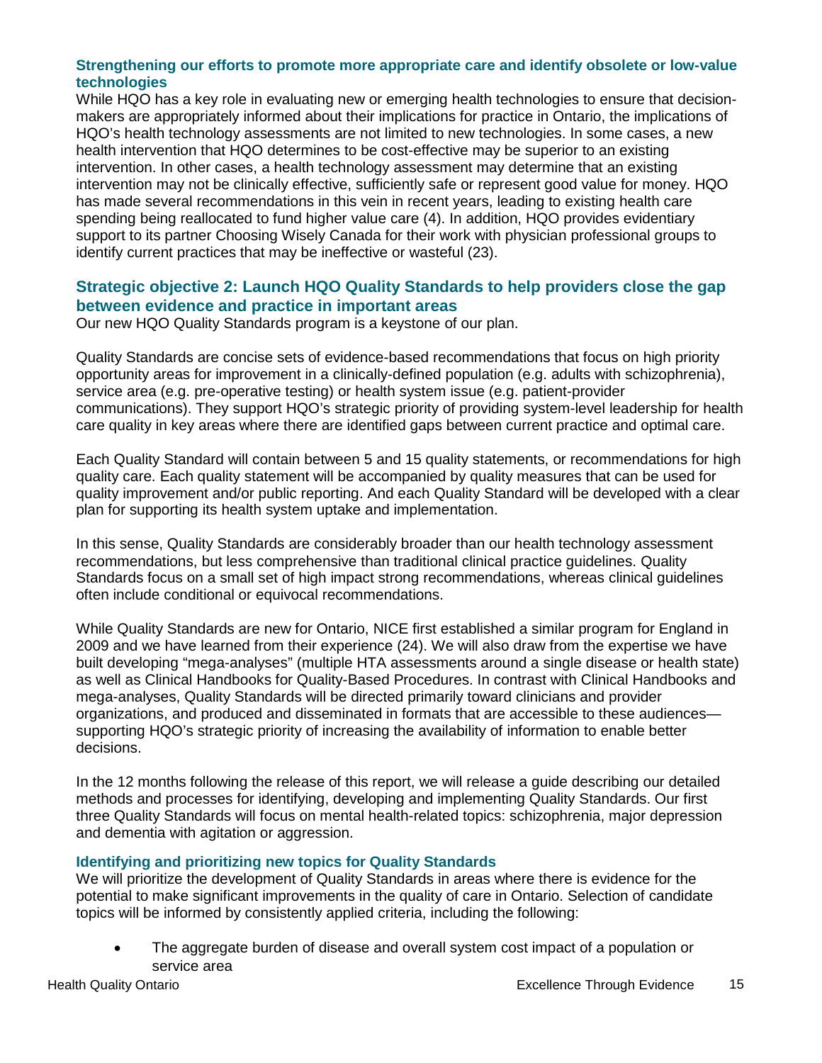### Strengthening our efforts to promote more appropriate care and identify obsolete or low-value technologies

While HQO has a key role in evaluating new or emerging health technologies to ensure that decision-makers are appropriately informed about their implications for practice in Ontario, the implications of HQO's health technology assessments are not limited to new technologies. In some cases, a new health intervention that HQO determines to be cost-effective may be superior to an existing intervention. In other cases, a health technology assessment may determine that an existing intervention may not be clinically effective, sufficiently safe or represent good value for money. HQO has made several recommendations in this vein in recent years, leading to existing health care spending being reallocated to fund higher value care (4). In addition, HQO provides evidentiary support to its partner Choosing Wisely Canada for their work with physician professional groups to identify current practices that may be ineffective or wasteful (23).

## Strategic objective 2: Launch HQO Quality Standards to help providers close the gap between evidence and practice in important areas

Our new HQO Quality Standards program is a keystone of our plan.

Quality Standards are concise sets of evidence-based recommendations that focus on high priority opportunity areas for improvement in a clinically-defined population (e.g. adults with schizophrenia), service area (e.g. pre-operative testing) or health system issue (e.g. patient-provider communications). They support HQO's strategic priority of providing system-level leadership for health care quality in key areas where there are identified gaps between current practice and optimal care.

Each Quality Standard will contain between 5 and 15 quality statements, or recommendations for high quality care. Each quality statement will be accompanied by quality measures that can be used for quality improvement and/or public reporting. And each Quality Standard will be developed with a clear plan for supporting its health system uptake and implementation.

In this sense, Quality Standards are considerably broader than our health technology assessment recommendations, but less comprehensive than traditional clinical practice guidelines. Quality Standards focus on a small set of high impact strong recommendations, whereas clinical guidelines often include conditional or equivocal recommendations.

While Quality Standards are new for Ontario, NICE first established a similar program for England in 2009 and we have learned from their experience (24). We will also draw from the expertise we have built developing "mega-analyses" (multiple HTA assessments around a single disease or health state) as well as Clinical Handbooks for Quality-Based Procedures. In contrast with Clinical Handbooks and mega-analyses, Quality Standards will be directed primarily toward clinicians and provider organizations, and produced and disseminated in formats that are accessible to these audiences—supporting HQO's strategic priority of increasing the availability of information to enable better decisions.

In the 12 months following the release of this report, we will release a guide describing our detailed methods and processes for identifying, developing and implementing Quality Standards. Our first three Quality Standards will focus on mental health-related topics: schizophrenia, major depression and dementia with agitation or aggression.

### Identifying and prioritizing new topics for Quality Standards

We will prioritize the development of Quality Standards in areas where there is evidence for the potential to make significant improvements in the quality of care in Ontario. Selection of candidate topics will be informed by consistently applied criteria, including the following:

- The aggregate burden of disease and overall system cost impact of a population or service area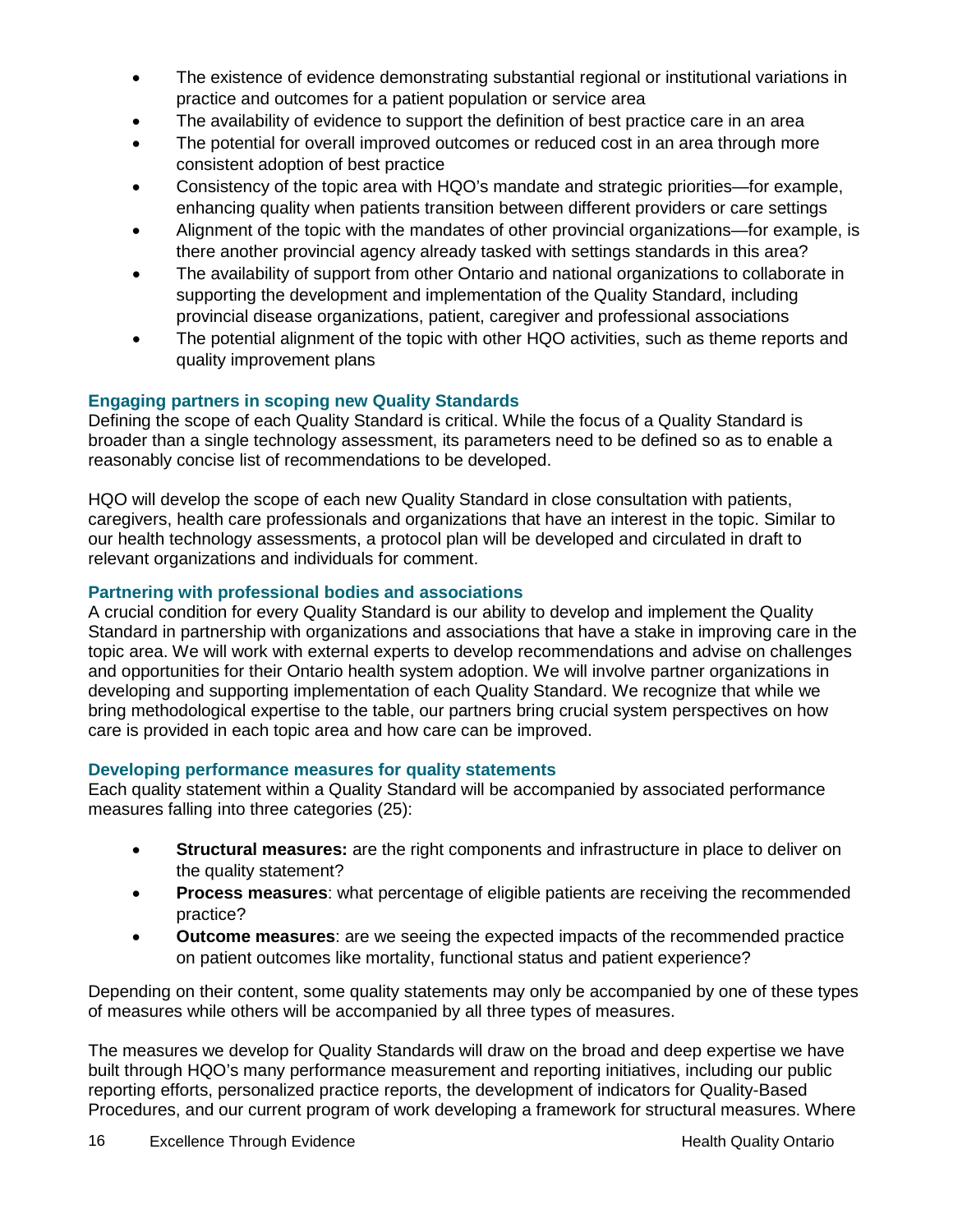- The existence of evidence demonstrating substantial regional or institutional variations in practice and outcomes for a patient population or service area
- The availability of evidence to support the definition of best practice care in an area
- The potential for overall improved outcomes or reduced cost in an area through more consistent adoption of best practice
- Consistency of the topic area with HQO's mandate and strategic priorities—for example, enhancing quality when patients transition between different providers or care settings
- Alignment of the topic with the mandates of other provincial organizations—for example, is there another provincial agency already tasked with settings standards in this area?
- The availability of support from other Ontario and national organizations to collaborate in supporting the development and implementation of the Quality Standard, including provincial disease organizations, patient, caregiver and professional associations
- The potential alignment of the topic with other HQO activities, such as theme reports and quality improvement plans

### Engaging partners in scoping new Quality Standards

Defining the scope of each Quality Standard is critical. While the focus of a Quality Standard is broader than a single technology assessment, its parameters need to be defined so as to enable a reasonably concise list of recommendations to be developed.

HQO will develop the scope of each new Quality Standard in close consultation with patients, caregivers, health care professionals and organizations that have an interest in the topic. Similar to our health technology assessments, a protocol plan will be developed and circulated in draft to relevant organizations and individuals for comment.

### Partnering with professional bodies and associations

A crucial condition for every Quality Standard is our ability to develop and implement the Quality Standard in partnership with organizations and associations that have a stake in improving care in the topic area. We will work with external experts to develop recommendations and advise on challenges and opportunities for their Ontario health system adoption. We will involve partner organizations in developing and supporting implementation of each Quality Standard. We recognize that while we bring methodological expertise to the table, our partners bring crucial system perspectives on how care is provided in each topic area and how care can be improved.

### Developing performance measures for quality statements

Each quality statement within a Quality Standard will be accompanied by associated performance measures falling into three categories (25):

- **Structural measures:** are the right components and infrastructure in place to deliver on the quality statement?
- **Process measures**: what percentage of eligible patients are receiving the recommended practice?
- **Outcome measures**: are we seeing the expected impacts of the recommended practice on patient outcomes like mortality, functional status and patient experience?

Depending on their content, some quality statements may only be accompanied by one of these types of measures while others will be accompanied by all three types of measures.

The measures we develop for Quality Standards will draw on the broad and deep expertise we have built through HQO's many performance measurement and reporting initiatives, including our public reporting efforts, personalized practice reports, the development of indicators for Quality-Based Procedures, and our current program of work developing a framework for structural measures. Where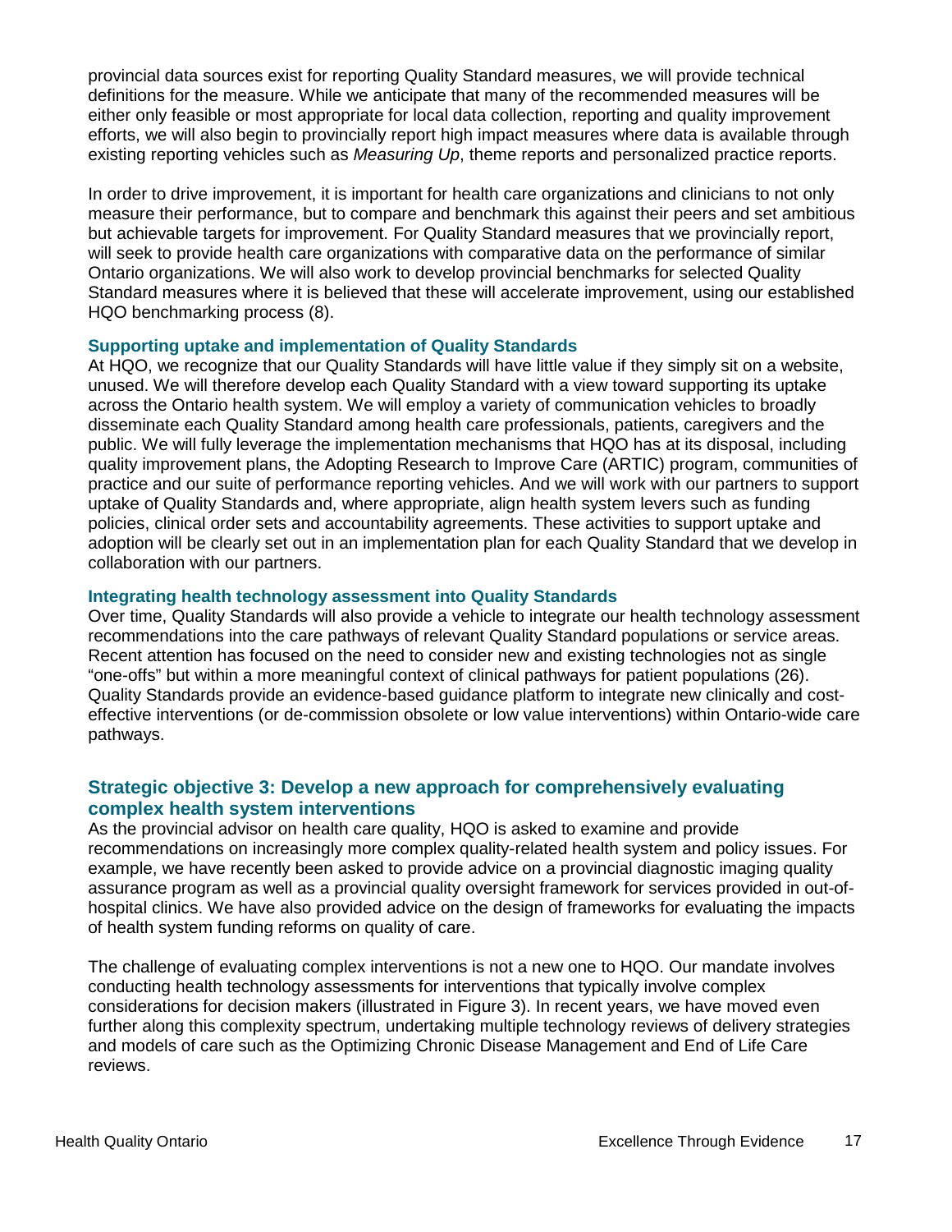provincial data sources exist for reporting Quality Standard measures, we will provide technical definitions for the measure. While we anticipate that many of the recommended measures will be either only feasible or most appropriate for local data collection, reporting and quality improvement efforts, we will also begin to provincially report high impact measures where data is available through existing reporting vehicles such as *Measuring Up*, theme reports and personalized practice reports.

In order to drive improvement, it is important for health care organizations and clinicians to not only measure their performance, but to compare and benchmark this against their peers and set ambitious but achievable targets for improvement. For Quality Standard measures that we provincially report, will seek to provide health care organizations with comparative data on the performance of similar Ontario organizations. We will also work to develop provincial benchmarks for selected Quality Standard measures where it is believed that these will accelerate improvement, using our established HQO benchmarking process (8).

### Supporting uptake and implementation of Quality Standards

At HQO, we recognize that our Quality Standards will have little value if they simply sit on a website, unused. We will therefore develop each Quality Standard with a view toward supporting its uptake across the Ontario health system. We will employ a variety of communication vehicles to broadly disseminate each Quality Standard among health care professionals, patients, caregivers and the public. We will fully leverage the implementation mechanisms that HQO has at its disposal, including quality improvement plans, the Adopting Research to Improve Care (ARTIC) program, communities of practice and our suite of performance reporting vehicles. And we will work with our partners to support uptake of Quality Standards and, where appropriate, align health system levers such as funding policies, clinical order sets and accountability agreements. These activities to support uptake and adoption will be clearly set out in an implementation plan for each Quality Standard that we develop in collaboration with our partners.

### Integrating health technology assessment into Quality Standards

Over time, Quality Standards will also provide a vehicle to integrate our health technology assessment recommendations into the care pathways of relevant Quality Standard populations or service areas. Recent attention has focused on the need to consider new and existing technologies not as single "one-offs" but within a more meaningful context of clinical pathways for patient populations (26). Quality Standards provide an evidence-based guidance platform to integrate new clinically and cost-effective interventions (or de-commission obsolete or low value interventions) within Ontario-wide care pathways.

## Strategic objective 3: Develop a new approach for comprehensively evaluating complex health system interventions

As the provincial advisor on health care quality, HQO is asked to examine and provide recommendations on increasingly more complex quality-related health system and policy issues. For example, we have recently been asked to provide advice on a provincial diagnostic imaging quality assurance program as well as a provincial quality oversight framework for services provided in out-of-hospital clinics. We have also provided advice on the design of frameworks for evaluating the impacts of health system funding reforms on quality of care.

The challenge of evaluating complex interventions is not a new one to HQO. Our mandate involves conducting health technology assessments for interventions that typically involve complex considerations for decision makers (illustrated in Figure 3). In recent years, we have moved even further along this complexity spectrum, undertaking multiple technology reviews of delivery strategies and models of care such as the Optimizing Chronic Disease Management and End of Life Care reviews.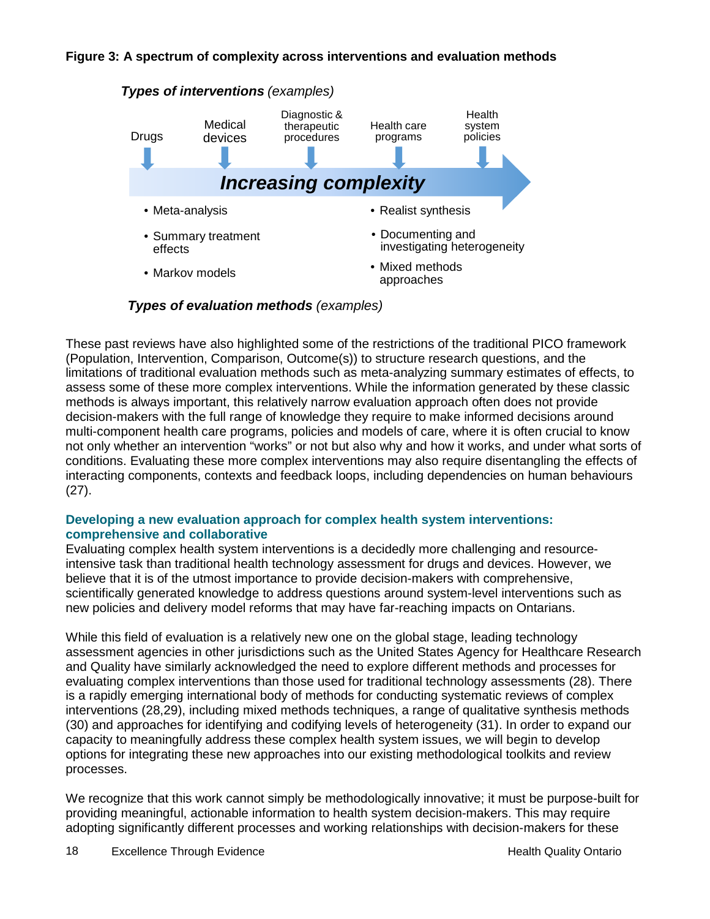**Figure 3: A spectrum of complexity across interventions and evaluation methods**

***Types of interventions*** *(examples)*

Drugs → Medical devices → Diagnostic & therapeutic procedures → Health care programs → Health system policies

***Increasing complexity***

- Meta-analysis
- Summary treatment effects
- Markov models

- Realist synthesis
- Documenting and investigating heterogeneity
- Mixed methods approaches

***Types of evaluation methods*** *(examples)*

These past reviews have also highlighted some of the restrictions of the traditional PICO framework (Population, Intervention, Comparison, Outcome(s)) to structure research questions, and the limitations of traditional evaluation methods such as meta-analyzing summary estimates of effects, to assess some of these more complex interventions. While the information generated by these classic methods is always important, this relatively narrow evaluation approach often does not provide decision-makers with the full range of knowledge they require to make informed decisions around multi-component health care programs, policies and models of care, where it is often crucial to know not only whether an intervention "works" or not but also why and how it works, and under what sorts of conditions. Evaluating these more complex interventions may also require disentangling the effects of interacting components, contexts and feedback loops, including dependencies on human behaviours (27).

## Developing a new evaluation approach for complex health system interventions: comprehensive and collaborative

Evaluating complex health system interventions is a decidedly more challenging and resource-intensive task than traditional health technology assessment for drugs and devices. However, we believe that it is of the utmost importance to provide decision-makers with comprehensive, scientifically generated knowledge to address questions around system-level interventions such as new policies and delivery model reforms that may have far-reaching impacts on Ontarians.

While this field of evaluation is a relatively new one on the global stage, leading technology assessment agencies in other jurisdictions such as the United States Agency for Healthcare Research and Quality have similarly acknowledged the need to explore different methods and processes for evaluating complex interventions than those used for traditional technology assessments (28). There is a rapidly emerging international body of methods for conducting systematic reviews of complex interventions (28,29), including mixed methods techniques, a range of qualitative synthesis methods (30) and approaches for identifying and codifying levels of heterogeneity (31). In order to expand our capacity to meaningfully address these complex health system issues, we will begin to develop options for integrating these new approaches into our existing methodological toolkits and review processes.

We recognize that this work cannot simply be methodologically innovative; it must be purpose-built for providing meaningful, actionable information to health system decision-makers. This may require adopting significantly different processes and working relationships with decision-makers for these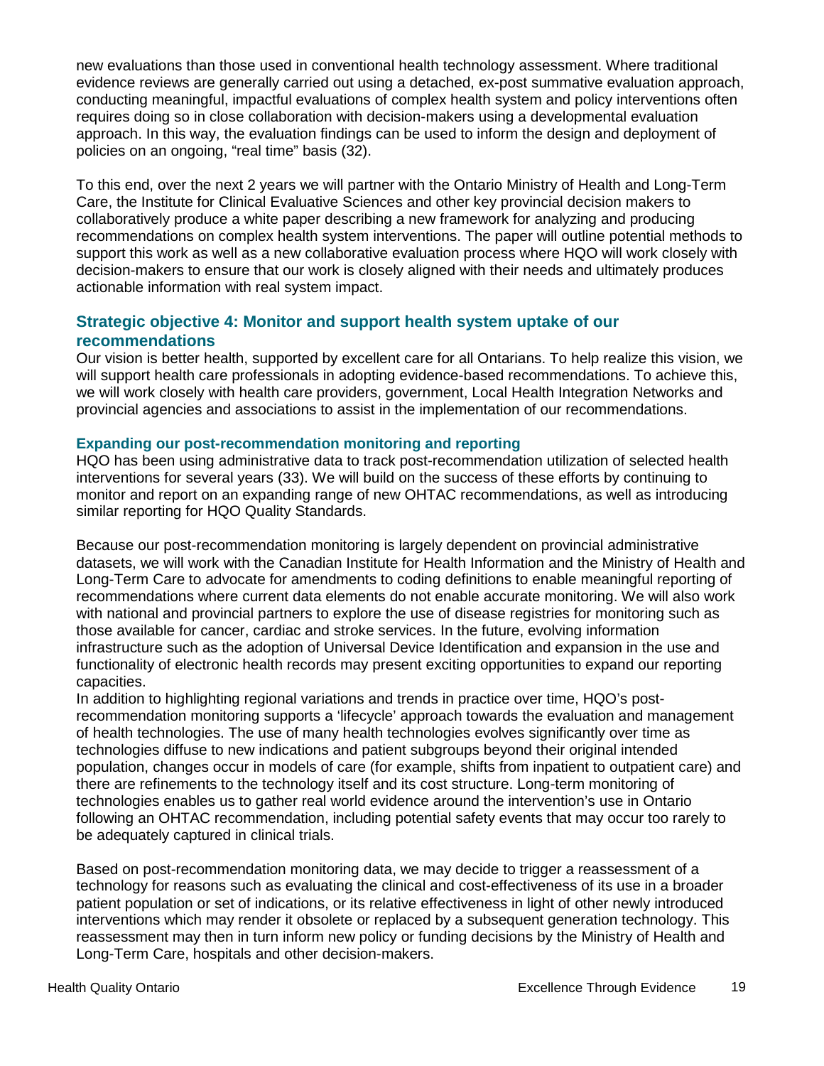new evaluations than those used in conventional health technology assessment. Where traditional evidence reviews are generally carried out using a detached, ex-post summative evaluation approach, conducting meaningful, impactful evaluations of complex health system and policy interventions often requires doing so in close collaboration with decision-makers using a developmental evaluation approach. In this way, the evaluation findings can be used to inform the design and deployment of policies on an ongoing, "real time" basis (32).

To this end, over the next 2 years we will partner with the Ontario Ministry of Health and Long-Term Care, the Institute for Clinical Evaluative Sciences and other key provincial decision makers to collaboratively produce a white paper describing a new framework for analyzing and producing recommendations on complex health system interventions. The paper will outline potential methods to support this work as well as a new collaborative evaluation process where HQO will work closely with decision-makers to ensure that our work is closely aligned with their needs and ultimately produces actionable information with real system impact.

## Strategic objective 4: Monitor and support health system uptake of our recommendations

Our vision is better health, supported by excellent care for all Ontarians. To help realize this vision, we will support health care professionals in adopting evidence-based recommendations. To achieve this, we will work closely with health care providers, government, Local Health Integration Networks and provincial agencies and associations to assist in the implementation of our recommendations.

### Expanding our post-recommendation monitoring and reporting

HQO has been using administrative data to track post-recommendation utilization of selected health interventions for several years (33). We will build on the success of these efforts by continuing to monitor and report on an expanding range of new OHTAC recommendations, as well as introducing similar reporting for HQO Quality Standards.

Because our post-recommendation monitoring is largely dependent on provincial administrative datasets, we will work with the Canadian Institute for Health Information and the Ministry of Health and Long-Term Care to advocate for amendments to coding definitions to enable meaningful reporting of recommendations where current data elements do not enable accurate monitoring. We will also work with national and provincial partners to explore the use of disease registries for monitoring such as those available for cancer, cardiac and stroke services. In the future, evolving information infrastructure such as the adoption of Universal Device Identification and expansion in the use and functionality of electronic health records may present exciting opportunities to expand our reporting capacities.

In addition to highlighting regional variations and trends in practice over time, HQO's post-recommendation monitoring supports a 'lifecycle' approach towards the evaluation and management of health technologies. The use of many health technologies evolves significantly over time as technologies diffuse to new indications and patient subgroups beyond their original intended population, changes occur in models of care (for example, shifts from inpatient to outpatient care) and there are refinements to the technology itself and its cost structure. Long-term monitoring of technologies enables us to gather real world evidence around the intervention's use in Ontario following an OHTAC recommendation, including potential safety events that may occur too rarely to be adequately captured in clinical trials.

Based on post-recommendation monitoring data, we may decide to trigger a reassessment of a technology for reasons such as evaluating the clinical and cost-effectiveness of its use in a broader patient population or set of indications, or its relative effectiveness in light of other newly introduced interventions which may render it obsolete or replaced by a subsequent generation technology. This reassessment may then in turn inform new policy or funding decisions by the Ministry of Health and Long-Term Care, hospitals and other decision-makers.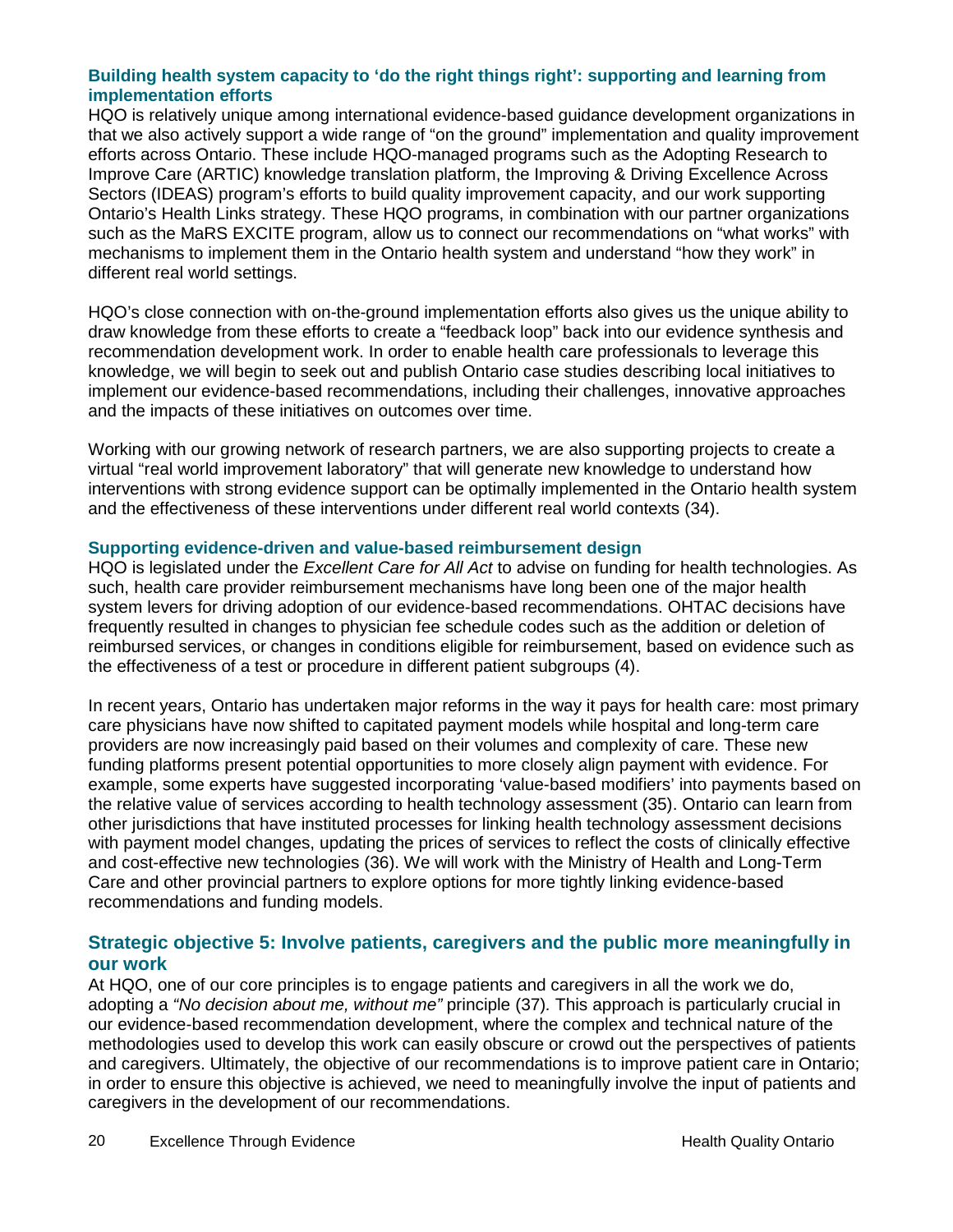### Building health system capacity to 'do the right things right': supporting and learning from implementation efforts

HQO is relatively unique among international evidence-based guidance development organizations in that we also actively support a wide range of "on the ground" implementation and quality improvement efforts across Ontario. These include HQO-managed programs such as the Adopting Research to Improve Care (ARTIC) knowledge translation platform, the Improving & Driving Excellence Across Sectors (IDEAS) program's efforts to build quality improvement capacity, and our work supporting Ontario's Health Links strategy. These HQO programs, in combination with our partner organizations such as the MaRS EXCITE program, allow us to connect our recommendations on "what works" with mechanisms to implement them in the Ontario health system and understand "how they work" in different real world settings.

HQO's close connection with on-the-ground implementation efforts also gives us the unique ability to draw knowledge from these efforts to create a "feedback loop" back into our evidence synthesis and recommendation development work. In order to enable health care professionals to leverage this knowledge, we will begin to seek out and publish Ontario case studies describing local initiatives to implement our evidence-based recommendations, including their challenges, innovative approaches and the impacts of these initiatives on outcomes over time.

Working with our growing network of research partners, we are also supporting projects to create a virtual "real world improvement laboratory" that will generate new knowledge to understand how interventions with strong evidence support can be optimally implemented in the Ontario health system and the effectiveness of these interventions under different real world contexts (34).

### Supporting evidence-driven and value-based reimbursement design

HQO is legislated under the *Excellent Care for All Act* to advise on funding for health technologies. As such, health care provider reimbursement mechanisms have long been one of the major health system levers for driving adoption of our evidence-based recommendations. OHTAC decisions have frequently resulted in changes to physician fee schedule codes such as the addition or deletion of reimbursed services, or changes in conditions eligible for reimbursement, based on evidence such as the effectiveness of a test or procedure in different patient subgroups (4).

In recent years, Ontario has undertaken major reforms in the way it pays for health care: most primary care physicians have now shifted to capitated payment models while hospital and long-term care providers are now increasingly paid based on their volumes and complexity of care. These new funding platforms present potential opportunities to more closely align payment with evidence. For example, some experts have suggested incorporating 'value-based modifiers' into payments based on the relative value of services according to health technology assessment (35). Ontario can learn from other jurisdictions that have instituted processes for linking health technology assessment decisions with payment model changes, updating the prices of services to reflect the costs of clinically effective and cost-effective new technologies (36). We will work with the Ministry of Health and Long-Term Care and other provincial partners to explore options for more tightly linking evidence-based recommendations and funding models.

## Strategic objective 5: Involve patients, caregivers and the public more meaningfully in our work

At HQO, one of our core principles is to engage patients and caregivers in all the work we do, adopting a *"No decision about me, without me"* principle (37). This approach is particularly crucial in our evidence-based recommendation development, where the complex and technical nature of the methodologies used to develop this work can easily obscure or crowd out the perspectives of patients and caregivers. Ultimately, the objective of our recommendations is to improve patient care in Ontario; in order to ensure this objective is achieved, we need to meaningfully involve the input of patients and caregivers in the development of our recommendations.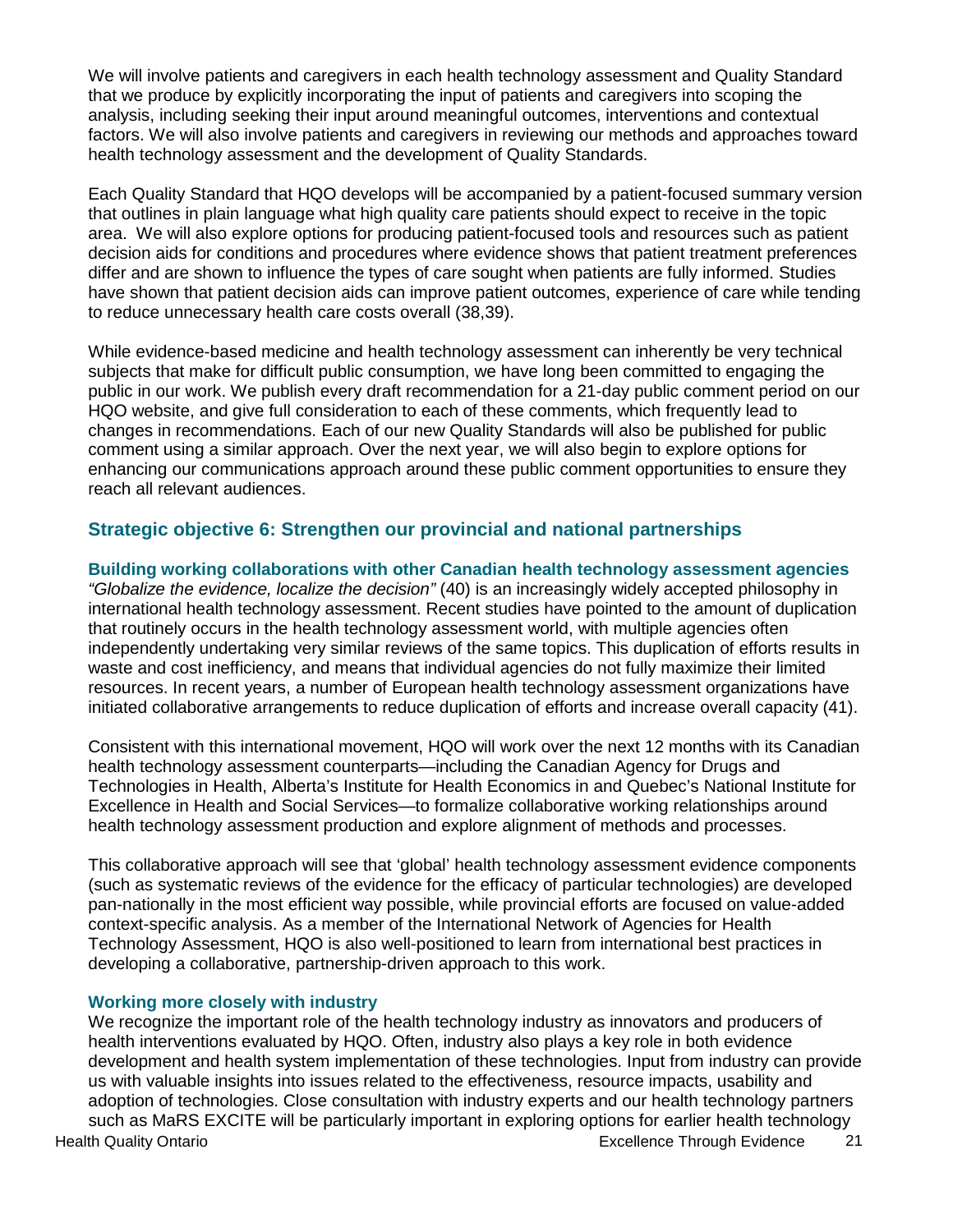We will involve patients and caregivers in each health technology assessment and Quality Standard that we produce by explicitly incorporating the input of patients and caregivers into scoping the analysis, including seeking their input around meaningful outcomes, interventions and contextual factors. We will also involve patients and caregivers in reviewing our methods and approaches toward health technology assessment and the development of Quality Standards.

Each Quality Standard that HQO develops will be accompanied by a patient-focused summary version that outlines in plain language what high quality care patients should expect to receive in the topic area. We will also explore options for producing patient-focused tools and resources such as patient decision aids for conditions and procedures where evidence shows that patient treatment preferences differ and are shown to influence the types of care sought when patients are fully informed. Studies have shown that patient decision aids can improve patient outcomes, experience of care while tending to reduce unnecessary health care costs overall (38,39).

While evidence-based medicine and health technology assessment can inherently be very technical subjects that make for difficult public consumption, we have long been committed to engaging the public in our work. We publish every draft recommendation for a 21-day public comment period on our HQO website, and give full consideration to each of these comments, which frequently lead to changes in recommendations. Each of our new Quality Standards will also be published for public comment using a similar approach. Over the next year, we will also begin to explore options for enhancing our communications approach around these public comment opportunities to ensure they reach all relevant audiences.

## Strategic objective 6: Strengthen our provincial and national partnerships

### Building working collaborations with other Canadian health technology assessment agencies

*"Globalize the evidence, localize the decision"* (40) is an increasingly widely accepted philosophy in international health technology assessment. Recent studies have pointed to the amount of duplication that routinely occurs in the health technology assessment world, with multiple agencies often independently undertaking very similar reviews of the same topics. This duplication of efforts results in waste and cost inefficiency, and means that individual agencies do not fully maximize their limited resources. In recent years, a number of European health technology assessment organizations have initiated collaborative arrangements to reduce duplication of efforts and increase overall capacity (41).

Consistent with this international movement, HQO will work over the next 12 months with its Canadian health technology assessment counterparts—including the Canadian Agency for Drugs and Technologies in Health, Alberta's Institute for Health Economics in and Quebec's National Institute for Excellence in Health and Social Services—to formalize collaborative working relationships around health technology assessment production and explore alignment of methods and processes.

This collaborative approach will see that 'global' health technology assessment evidence components (such as systematic reviews of the evidence for the efficacy of particular technologies) are developed pan-nationally in the most efficient way possible, while provincial efforts are focused on value-added context-specific analysis. As a member of the International Network of Agencies for Health Technology Assessment, HQO is also well-positioned to learn from international best practices in developing a collaborative, partnership-driven approach to this work.

### Working more closely with industry

We recognize the important role of the health technology industry as innovators and producers of health interventions evaluated by HQO. Often, industry also plays a key role in both evidence development and health system implementation of these technologies. Input from industry can provide us with valuable insights into issues related to the effectiveness, resource impacts, usability and adoption of technologies. Close consultation with industry experts and our health technology partners such as MaRS EXCITE will be particularly important in exploring options for earlier health technology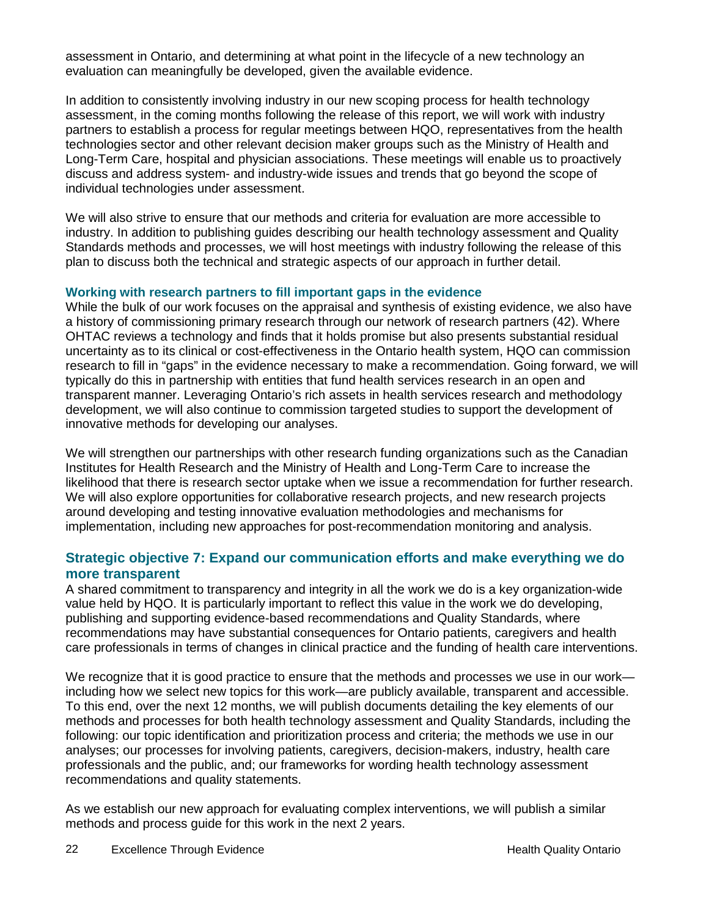assessment in Ontario, and determining at what point in the lifecycle of a new technology an evaluation can meaningfully be developed, given the available evidence.

In addition to consistently involving industry in our new scoping process for health technology assessment, in the coming months following the release of this report, we will work with industry partners to establish a process for regular meetings between HQO, representatives from the health technologies sector and other relevant decision maker groups such as the Ministry of Health and Long-Term Care, hospital and physician associations. These meetings will enable us to proactively discuss and address system- and industry-wide issues and trends that go beyond the scope of individual technologies under assessment.

We will also strive to ensure that our methods and criteria for evaluation are more accessible to industry. In addition to publishing guides describing our health technology assessment and Quality Standards methods and processes, we will host meetings with industry following the release of this plan to discuss both the technical and strategic aspects of our approach in further detail.

### Working with research partners to fill important gaps in the evidence

While the bulk of our work focuses on the appraisal and synthesis of existing evidence, we also have a history of commissioning primary research through our network of research partners (42). Where OHTAC reviews a technology and finds that it holds promise but also presents substantial residual uncertainty as to its clinical or cost-effectiveness in the Ontario health system, HQO can commission research to fill in "gaps" in the evidence necessary to make a recommendation. Going forward, we will typically do this in partnership with entities that fund health services research in an open and transparent manner. Leveraging Ontario's rich assets in health services research and methodology development, we will also continue to commission targeted studies to support the development of innovative methods for developing our analyses.

We will strengthen our partnerships with other research funding organizations such as the Canadian Institutes for Health Research and the Ministry of Health and Long-Term Care to increase the likelihood that there is research sector uptake when we issue a recommendation for further research. We will also explore opportunities for collaborative research projects, and new research projects around developing and testing innovative evaluation methodologies and mechanisms for implementation, including new approaches for post-recommendation monitoring and analysis.

## Strategic objective 7: Expand our communication efforts and make everything we do more transparent

A shared commitment to transparency and integrity in all the work we do is a key organization-wide value held by HQO. It is particularly important to reflect this value in the work we do developing, publishing and supporting evidence-based recommendations and Quality Standards, where recommendations may have substantial consequences for Ontario patients, caregivers and health care professionals in terms of changes in clinical practice and the funding of health care interventions.

We recognize that it is good practice to ensure that the methods and processes we use in our work—including how we select new topics for this work—are publicly available, transparent and accessible. To this end, over the next 12 months, we will publish documents detailing the key elements of our methods and processes for both health technology assessment and Quality Standards, including the following: our topic identification and prioritization process and criteria; the methods we use in our analyses; our processes for involving patients, caregivers, decision-makers, industry, health care professionals and the public, and; our frameworks for wording health technology assessment recommendations and quality statements.

As we establish our new approach for evaluating complex interventions, we will publish a similar methods and process guide for this work in the next 2 years.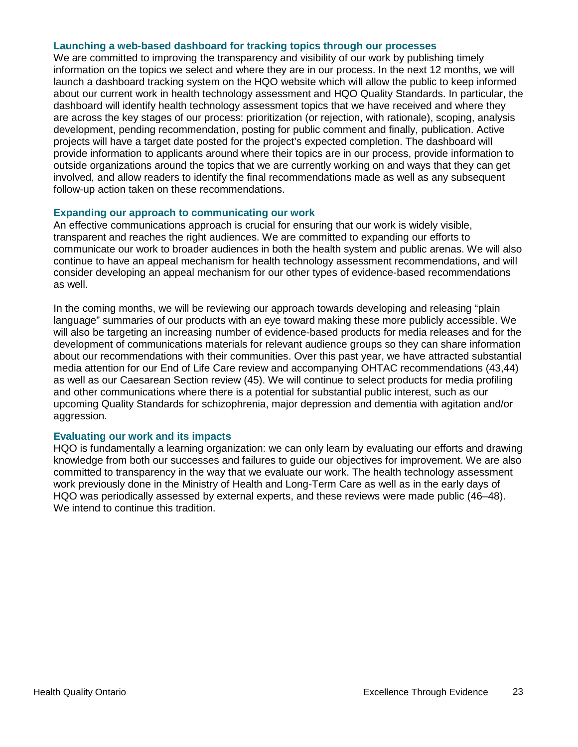### Launching a web-based dashboard for tracking topics through our processes

We are committed to improving the transparency and visibility of our work by publishing timely information on the topics we select and where they are in our process. In the next 12 months, we will launch a dashboard tracking system on the HQO website which will allow the public to keep informed about our current work in health technology assessment and HQO Quality Standards. In particular, the dashboard will identify health technology assessment topics that we have received and where they are across the key stages of our process: prioritization (or rejection, with rationale), scoping, analysis development, pending recommendation, posting for public comment and finally, publication. Active projects will have a target date posted for the project's expected completion. The dashboard will provide information to applicants around where their topics are in our process, provide information to outside organizations around the topics that we are currently working on and ways that they can get involved, and allow readers to identify the final recommendations made as well as any subsequent follow-up action taken on these recommendations.

### Expanding our approach to communicating our work

An effective communications approach is crucial for ensuring that our work is widely visible, transparent and reaches the right audiences. We are committed to expanding our efforts to communicate our work to broader audiences in both the health system and public arenas. We will also continue to have an appeal mechanism for health technology assessment recommendations, and will consider developing an appeal mechanism for our other types of evidence-based recommendations as well.

In the coming months, we will be reviewing our approach towards developing and releasing "plain language" summaries of our products with an eye toward making these more publicly accessible. We will also be targeting an increasing number of evidence-based products for media releases and for the development of communications materials for relevant audience groups so they can share information about our recommendations with their communities. Over this past year, we have attracted substantial media attention for our End of Life Care review and accompanying OHTAC recommendations (43,44) as well as our Caesarean Section review (45). We will continue to select products for media profiling and other communications where there is a potential for substantial public interest, such as our upcoming Quality Standards for schizophrenia, major depression and dementia with agitation and/or aggression.

### Evaluating our work and its impacts

HQO is fundamentally a learning organization: we can only learn by evaluating our efforts and drawing knowledge from both our successes and failures to guide our objectives for improvement. We are also committed to transparency in the way that we evaluate our work. The health technology assessment work previously done in the Ministry of Health and Long-Term Care as well as in the early days of HQO was periodically assessed by external experts, and these reviews were made public (46–48). We intend to continue this tradition.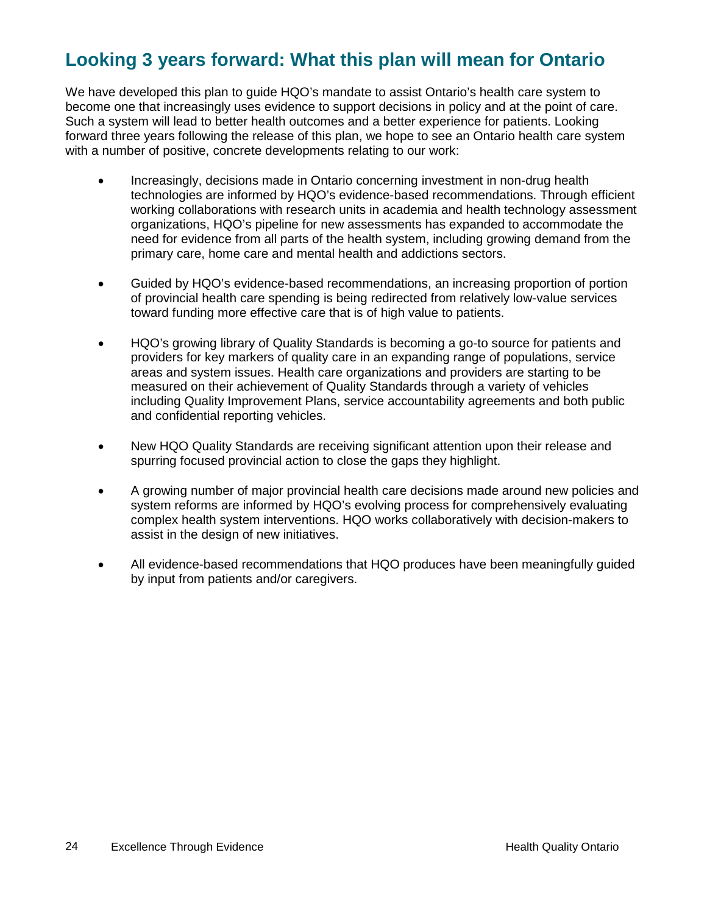## Looking 3 years forward: What this plan will mean for Ontario

We have developed this plan to guide HQO's mandate to assist Ontario's health care system to become one that increasingly uses evidence to support decisions in policy and at the point of care. Such a system will lead to better health outcomes and a better experience for patients. Looking forward three years following the release of this plan, we hope to see an Ontario health care system with a number of positive, concrete developments relating to our work:

- Increasingly, decisions made in Ontario concerning investment in non-drug health technologies are informed by HQO's evidence-based recommendations. Through efficient working collaborations with research units in academia and health technology assessment organizations, HQO's pipeline for new assessments has expanded to accommodate the need for evidence from all parts of the health system, including growing demand from the primary care, home care and mental health and addictions sectors.
- Guided by HQO's evidence-based recommendations, an increasing proportion of portion of provincial health care spending is being redirected from relatively low-value services toward funding more effective care that is of high value to patients.
- HQO's growing library of Quality Standards is becoming a go-to source for patients and providers for key markers of quality care in an expanding range of populations, service areas and system issues. Health care organizations and providers are starting to be measured on their achievement of Quality Standards through a variety of vehicles including Quality Improvement Plans, service accountability agreements and both public and confidential reporting vehicles.
- New HQO Quality Standards are receiving significant attention upon their release and spurring focused provincial action to close the gaps they highlight.
- A growing number of major provincial health care decisions made around new policies and system reforms are informed by HQO's evolving process for comprehensively evaluating complex health system interventions. HQO works collaboratively with decision-makers to assist in the design of new initiatives.
- All evidence-based recommendations that HQO produces have been meaningfully guided by input from patients and/or caregivers.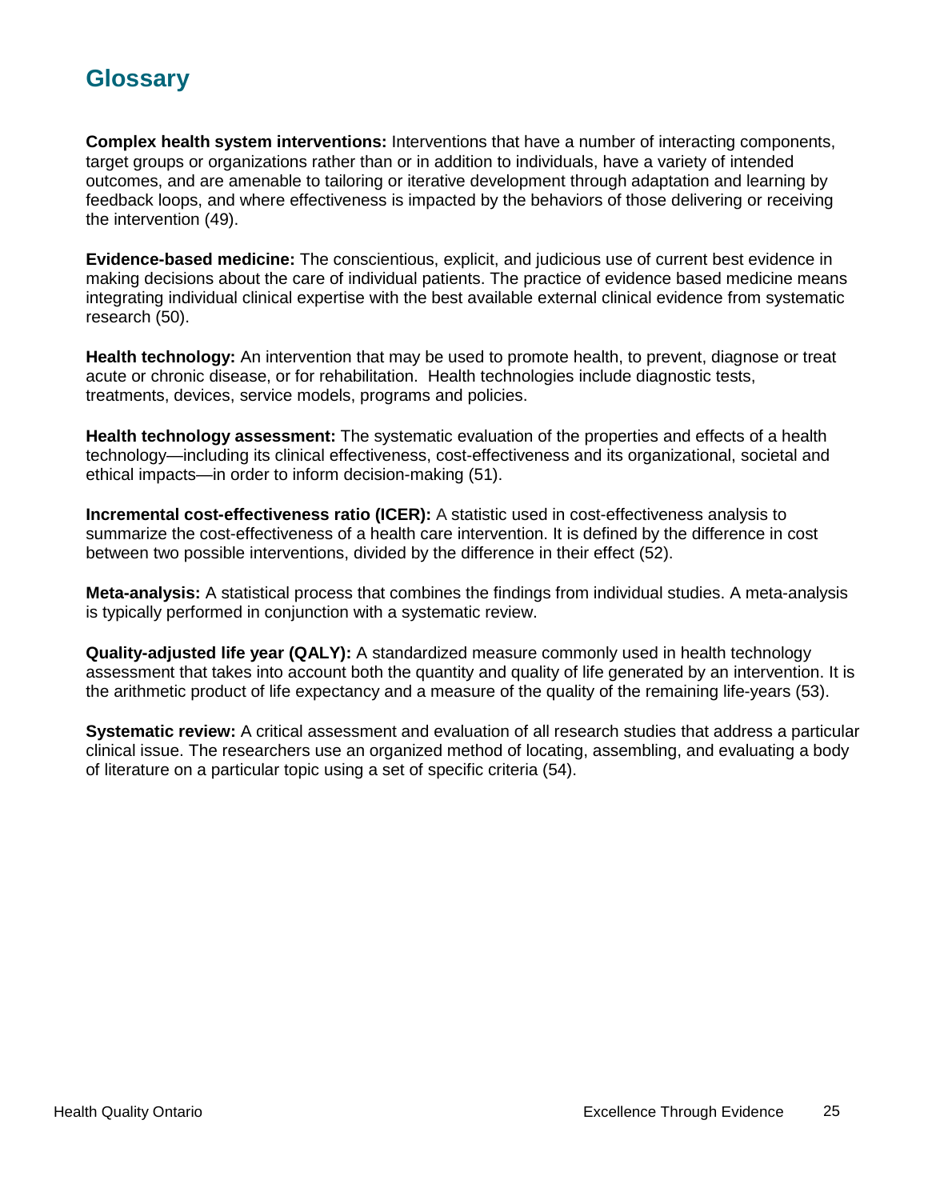## Glossary

**Complex health system interventions:** Interventions that have a number of interacting components, target groups or organizations rather than or in addition to individuals, have a variety of intended outcomes, and are amenable to tailoring or iterative development through adaptation and learning by feedback loops, and where effectiveness is impacted by the behaviors of those delivering or receiving the intervention (49).

**Evidence-based medicine:** The conscientious, explicit, and judicious use of current best evidence in making decisions about the care of individual patients. The practice of evidence based medicine means integrating individual clinical expertise with the best available external clinical evidence from systematic research (50).

**Health technology:** An intervention that may be used to promote health, to prevent, diagnose or treat acute or chronic disease, or for rehabilitation. Health technologies include diagnostic tests, treatments, devices, service models, programs and policies.

**Health technology assessment:** The systematic evaluation of the properties and effects of a health technology—including its clinical effectiveness, cost-effectiveness and its organizational, societal and ethical impacts—in order to inform decision-making (51).

**Incremental cost-effectiveness ratio (ICER):** A statistic used in cost-effectiveness analysis to summarize the cost-effectiveness of a health care intervention. It is defined by the difference in cost between two possible interventions, divided by the difference in their effect (52).

**Meta-analysis:** A statistical process that combines the findings from individual studies. A meta-analysis is typically performed in conjunction with a systematic review.

**Quality-adjusted life year (QALY):** A standardized measure commonly used in health technology assessment that takes into account both the quantity and quality of life generated by an intervention. It is the arithmetic product of life expectancy and a measure of the quality of the remaining life-years (53).

**Systematic review:** A critical assessment and evaluation of all research studies that address a particular clinical issue. The researchers use an organized method of locating, assembling, and evaluating a body of literature on a particular topic using a set of specific criteria (54).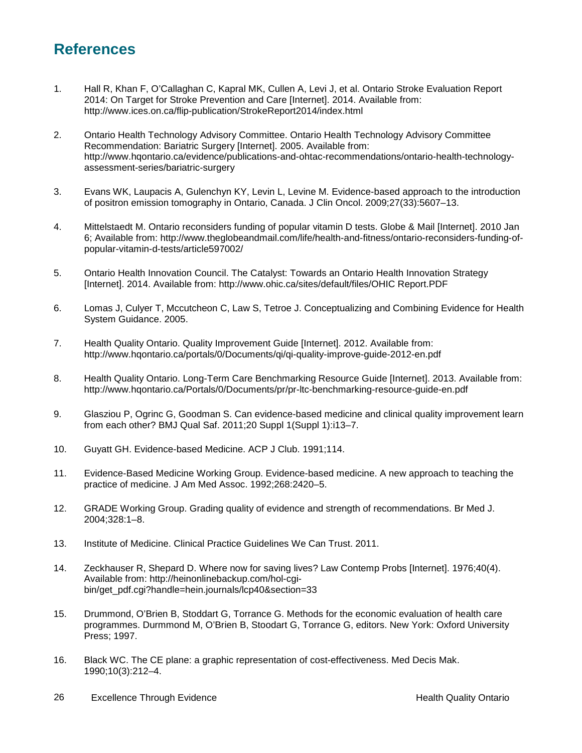## References

1. Hall R, Khan F, O'Callaghan C, Kapral MK, Cullen A, Levi J, et al. Ontario Stroke Evaluation Report 2014: On Target for Stroke Prevention and Care [Internet]. 2014. Available from: http://www.ices.on.ca/flip-publication/StrokeReport2014/index.html

2. Ontario Health Technology Advisory Committee. Ontario Health Technology Advisory Committee Recommendation: Bariatric Surgery [Internet]. 2005. Available from: http://www.hqontario.ca/evidence/publications-and-ohtac-recommendations/ontario-health-technology-assessment-series/bariatric-surgery

3. Evans WK, Laupacis A, Gulenchyn KY, Levin L, Levine M. Evidence-based approach to the introduction of positron emission tomography in Ontario, Canada. J Clin Oncol. 2009;27(33):5607–13.

4. Mittelstaedt M. Ontario reconsiders funding of popular vitamin D tests. Globe & Mail [Internet]. 2010 Jan 6; Available from: http://www.theglobeandmail.com/life/health-and-fitness/ontario-reconsiders-funding-of-popular-vitamin-d-tests/article597002/

5. Ontario Health Innovation Council. The Catalyst: Towards an Ontario Health Innovation Strategy [Internet]. 2014. Available from: http://www.ohic.ca/sites/default/files/OHIC Report.PDF

6. Lomas J, Culyer T, Mccutcheon C, Law S, Tetroe J. Conceptualizing and Combining Evidence for Health System Guidance. 2005.

7. Health Quality Ontario. Quality Improvement Guide [Internet]. 2012. Available from: http://www.hqontario.ca/portals/0/Documents/qi/qi-quality-improve-guide-2012-en.pdf

8. Health Quality Ontario. Long-Term Care Benchmarking Resource Guide [Internet]. 2013. Available from: http://www.hqontario.ca/Portals/0/Documents/pr/pr-ltc-benchmarking-resource-guide-en.pdf

9. Glasziou P, Ogrinc G, Goodman S. Can evidence-based medicine and clinical quality improvement learn from each other? BMJ Qual Saf. 2011;20 Suppl 1(Suppl 1):i13–7.

10. Guyatt GH. Evidence-based Medicine. ACP J Club. 1991;114.

11. Evidence-Based Medicine Working Group. Evidence-based medicine. A new approach to teaching the practice of medicine. J Am Med Assoc. 1992;268:2420–5.

12. GRADE Working Group. Grading quality of evidence and strength of recommendations. Br Med J. 2004;328:1–8.

13. Institute of Medicine. Clinical Practice Guidelines We Can Trust. 2011.

14. Zeckhauser R, Shepard D. Where now for saving lives? Law Contemp Probs [Internet]. 1976;40(4). Available from: http://heinonlinebackup.com/hol-cgi-bin/get_pdf.cgi?handle=hein.journals/lcp40&section=33

15. Drummond, O'Brien B, Stoddart G, Torrance G. Methods for the economic evaluation of health care programmes. Durmmond M, O'Brien B, Stoodart G, Torrance G, editors. New York: Oxford University Press; 1997.

16. Black WC. The CE plane: a graphic representation of cost-effectiveness. Med Decis Mak. 1990;10(3):212–4.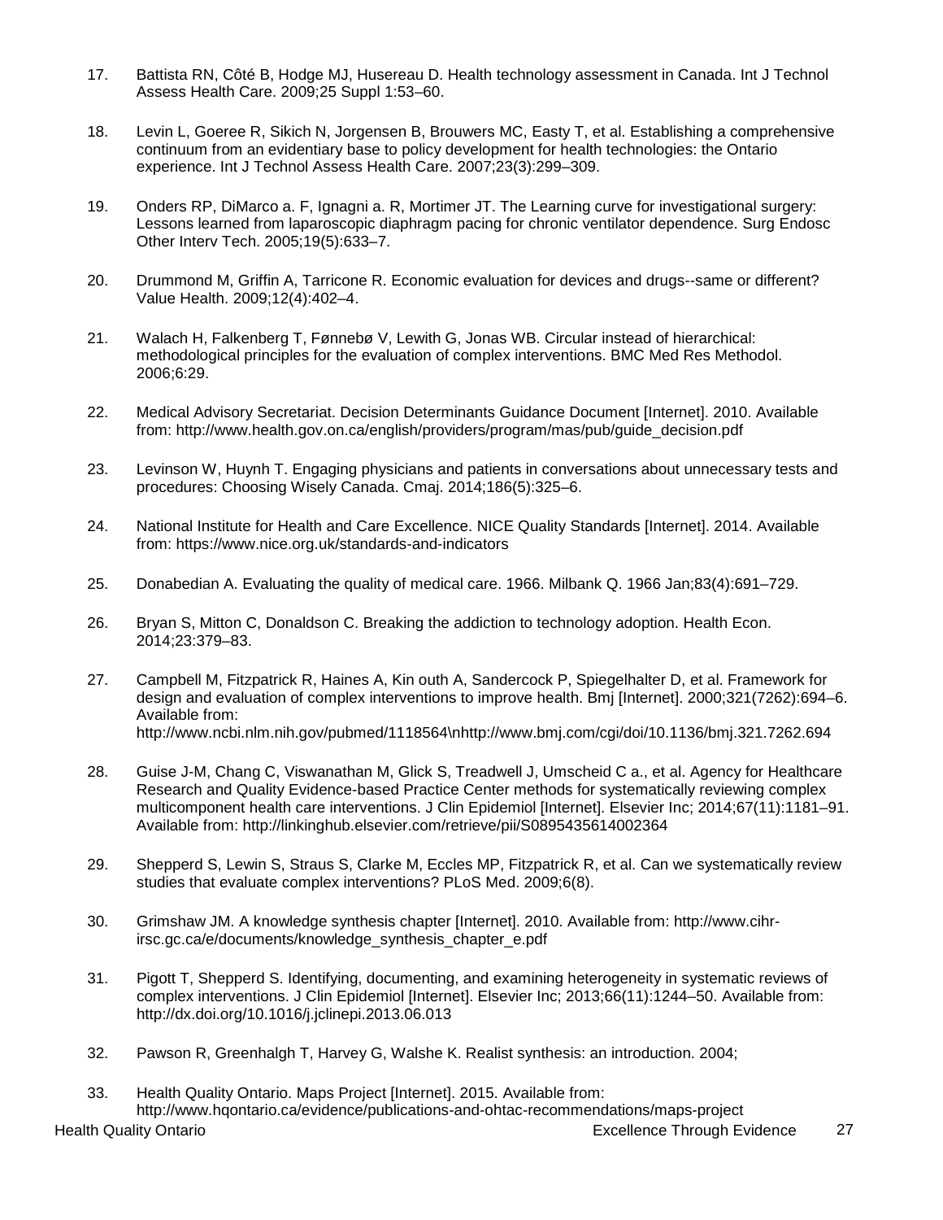17. Battista RN, Côté B, Hodge MJ, Husereau D. Health technology assessment in Canada. Int J Technol Assess Health Care. 2009;25 Suppl 1:53–60.

18. Levin L, Goeree R, Sikich N, Jorgensen B, Brouwers MC, Easty T, et al. Establishing a comprehensive continuum from an evidentiary base to policy development for health technologies: the Ontario experience. Int J Technol Assess Health Care. 2007;23(3):299–309.

19. Onders RP, DiMarco a. F, Ignagni a. R, Mortimer JT. The Learning curve for investigational surgery: Lessons learned from laparoscopic diaphragm pacing for chronic ventilator dependence. Surg Endosc Other Interv Tech. 2005;19(5):633–7.

20. Drummond M, Griffin A, Tarricone R. Economic evaluation for devices and drugs--same or different? Value Health. 2009;12(4):402–4.

21. Walach H, Falkenberg T, Fønnebø V, Lewith G, Jonas WB. Circular instead of hierarchical: methodological principles for the evaluation of complex interventions. BMC Med Res Methodol. 2006;6:29.

22. Medical Advisory Secretariat. Decision Determinants Guidance Document [Internet]. 2010. Available from: http://www.health.gov.on.ca/english/providers/program/mas/pub/guide_decision.pdf

23. Levinson W, Huynh T. Engaging physicians and patients in conversations about unnecessary tests and procedures: Choosing Wisely Canada. Cmaj. 2014;186(5):325–6.

24. National Institute for Health and Care Excellence. NICE Quality Standards [Internet]. 2014. Available from: https://www.nice.org.uk/standards-and-indicators

25. Donabedian A. Evaluating the quality of medical care. 1966. Milbank Q. 1966 Jan;83(4):691–729.

26. Bryan S, Mitton C, Donaldson C. Breaking the addiction to technology adoption. Health Econ. 2014;23:379–83.

27. Campbell M, Fitzpatrick R, Haines A, Kin outh A, Sandercock P, Spiegelhalter D, et al. Framework for design and evaluation of complex interventions to improve health. Bmj [Internet]. 2000;321(7262):694–6. Available from: http://www.ncbi.nlm.nih.gov/pubmed/1118564\nhttp://www.bmj.com/cgi/doi/10.1136/bmj.321.7262.694

28. Guise J-M, Chang C, Viswanathan M, Glick S, Treadwell J, Umscheid C a., et al. Agency for Healthcare Research and Quality Evidence-based Practice Center methods for systematically reviewing complex multicomponent health care interventions. J Clin Epidemiol [Internet]. Elsevier Inc; 2014;67(11):1181–91. Available from: http://linkinghub.elsevier.com/retrieve/pii/S0895435614002364

29. Shepperd S, Lewin S, Straus S, Clarke M, Eccles MP, Fitzpatrick R, et al. Can we systematically review studies that evaluate complex interventions? PLoS Med. 2009;6(8).

30. Grimshaw JM. A knowledge synthesis chapter [Internet]. 2010. Available from: http://www.cihr-irsc.gc.ca/e/documents/knowledge_synthesis_chapter_e.pdf

31. Pigott T, Shepperd S. Identifying, documenting, and examining heterogeneity in systematic reviews of complex interventions. J Clin Epidemiol [Internet]. Elsevier Inc; 2013;66(11):1244–50. Available from: http://dx.doi.org/10.1016/j.jclinepi.2013.06.013

32. Pawson R, Greenhalgh T, Harvey G, Walshe K. Realist synthesis: an introduction. 2004;

33. Health Quality Ontario. Maps Project [Internet]. 2015. Available from: http://www.hqontario.ca/evidence/publications-and-ohtac-recommendations/maps-project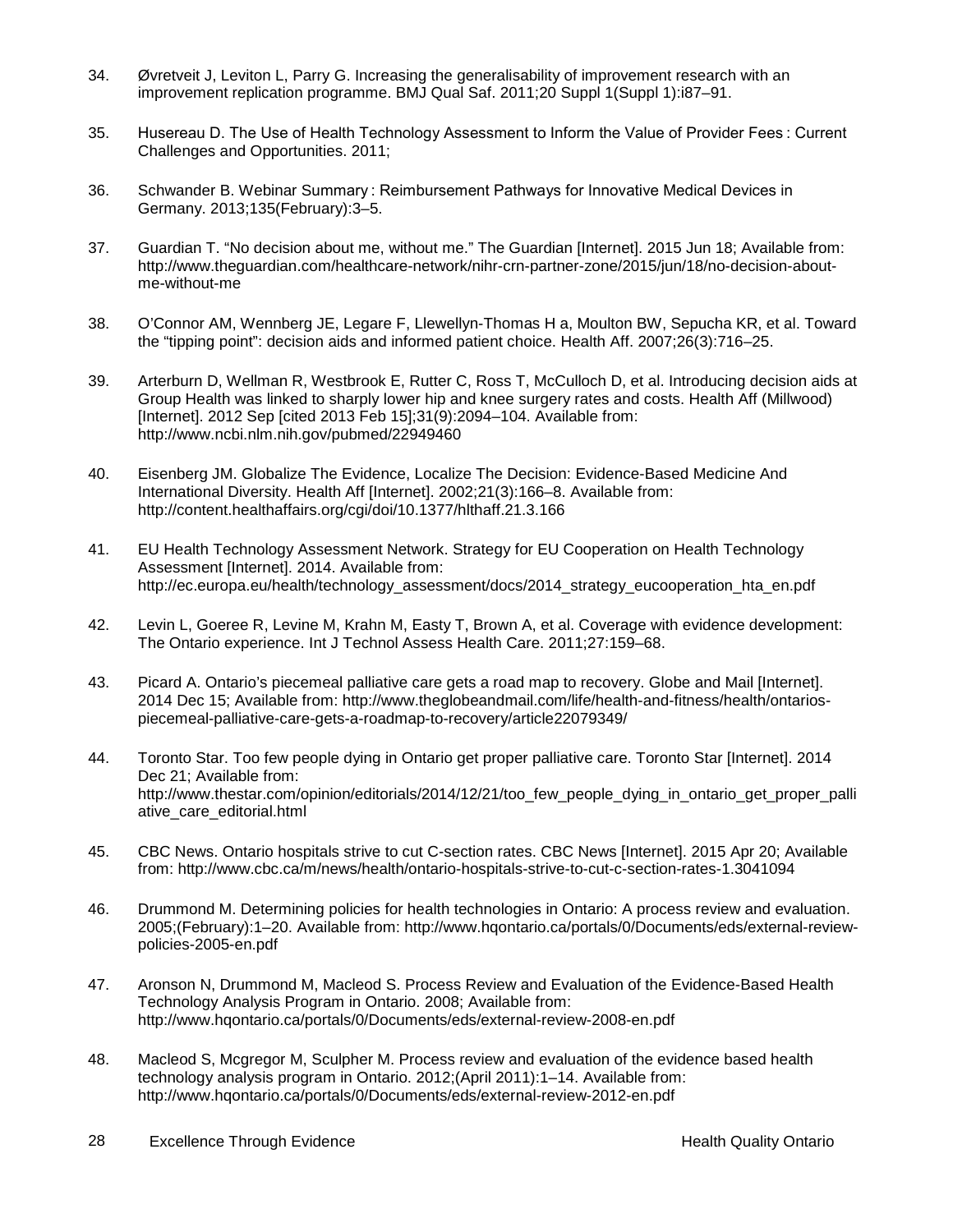34. Øvretveit J, Leviton L, Parry G. Increasing the generalisability of improvement research with an improvement replication programme. BMJ Qual Saf. 2011;20 Suppl 1(Suppl 1):i87–91.

35. Husereau D. The Use of Health Technology Assessment to Inform the Value of Provider Fees : Current Challenges and Opportunities. 2011;

36. Schwander B. Webinar Summary : Reimbursement Pathways for Innovative Medical Devices in Germany. 2013;135(February):3–5.

37. Guardian T. "No decision about me, without me." The Guardian [Internet]. 2015 Jun 18; Available from: http://www.theguardian.com/healthcare-network/nihr-crn-partner-zone/2015/jun/18/no-decision-about-me-without-me

38. O'Connor AM, Wennberg JE, Legare F, Llewellyn-Thomas H a, Moulton BW, Sepucha KR, et al. Toward the "tipping point": decision aids and informed patient choice. Health Aff. 2007;26(3):716–25.

39. Arterburn D, Wellman R, Westbrook E, Rutter C, Ross T, McCulloch D, et al. Introducing decision aids at Group Health was linked to sharply lower hip and knee surgery rates and costs. Health Aff (Millwood) [Internet]. 2012 Sep [cited 2013 Feb 15];31(9):2094–104. Available from: http://www.ncbi.nlm.nih.gov/pubmed/22949460

40. Eisenberg JM. Globalize The Evidence, Localize The Decision: Evidence-Based Medicine And International Diversity. Health Aff [Internet]. 2002;21(3):166–8. Available from: http://content.healthaffairs.org/cgi/doi/10.1377/hlthaff.21.3.166

41. EU Health Technology Assessment Network. Strategy for EU Cooperation on Health Technology Assessment [Internet]. 2014. Available from: http://ec.europa.eu/health/technology_assessment/docs/2014_strategy_eucooperation_hta_en.pdf

42. Levin L, Goeree R, Levine M, Krahn M, Easty T, Brown A, et al. Coverage with evidence development: The Ontario experience. Int J Technol Assess Health Care. 2011;27:159–68.

43. Picard A. Ontario's piecemeal palliative care gets a road map to recovery. Globe and Mail [Internet]. 2014 Dec 15; Available from: http://www.theglobeandmail.com/life/health-and-fitness/health/ontarios-piecemeal-palliative-care-gets-a-roadmap-to-recovery/article22079349/

44. Toronto Star. Too few people dying in Ontario get proper palliative care. Toronto Star [Internet]. 2014 Dec 21; Available from: http://www.thestar.com/opinion/editorials/2014/12/21/too_few_people_dying_in_ontario_get_proper_palliative_care_editorial.html

45. CBC News. Ontario hospitals strive to cut C-section rates. CBC News [Internet]. 2015 Apr 20; Available from: http://www.cbc.ca/m/news/health/ontario-hospitals-strive-to-cut-c-section-rates-1.3041094

46. Drummond M. Determining policies for health technologies in Ontario: A process review and evaluation. 2005;(February):1–20. Available from: http://www.hqontario.ca/portals/0/Documents/eds/external-review-policies-2005-en.pdf

47. Aronson N, Drummond M, Macleod S. Process Review and Evaluation of the Evidence-Based Health Technology Analysis Program in Ontario. 2008; Available from: http://www.hqontario.ca/portals/0/Documents/eds/external-review-2008-en.pdf

48. Macleod S, Mcgregor M, Sculpher M. Process review and evaluation of the evidence based health technology analysis program in Ontario. 2012;(April 2011):1–14. Available from: http://www.hqontario.ca/portals/0/Documents/eds/external-review-2012-en.pdf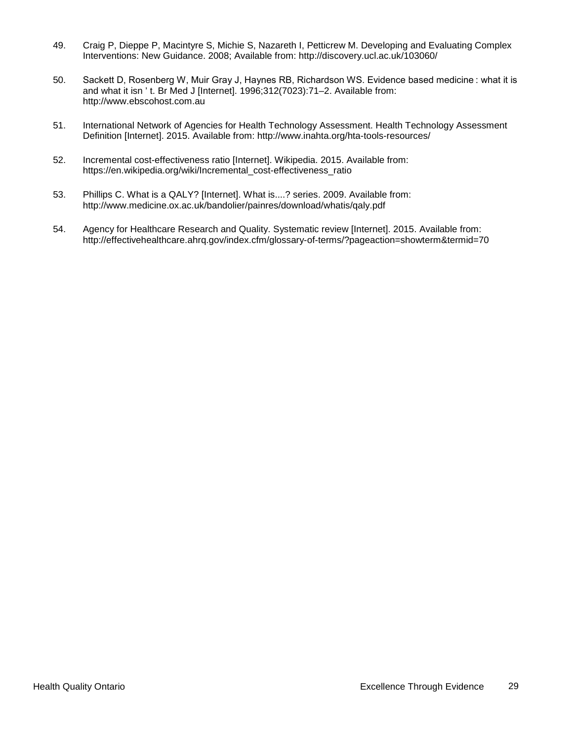49. Craig P, Dieppe P, Macintyre S, Michie S, Nazareth I, Petticrew M. Developing and Evaluating Complex Interventions: New Guidance. 2008; Available from: http://discovery.ucl.ac.uk/103060/

50. Sackett D, Rosenberg W, Muir Gray J, Haynes RB, Richardson WS. Evidence based medicine : what it is and what it isn ' t. Br Med J [Internet]. 1996;312(7023):71–2. Available from: http://www.ebscohost.com.au

51. International Network of Agencies for Health Technology Assessment. Health Technology Assessment Definition [Internet]. 2015. Available from: http://www.inahta.org/hta-tools-resources/

52. Incremental cost-effectiveness ratio [Internet]. Wikipedia. 2015. Available from: https://en.wikipedia.org/wiki/Incremental_cost-effectiveness_ratio

53. Phillips C. What is a QALY? [Internet]. What is....? series. 2009. Available from: http://www.medicine.ox.ac.uk/bandolier/painres/download/whatis/qaly.pdf

54. Agency for Healthcare Research and Quality. Systematic review [Internet]. 2015. Available from: http://effectivehealthcare.ahrq.gov/index.cfm/glossary-of-terms/?pageaction=showterm&termid=70